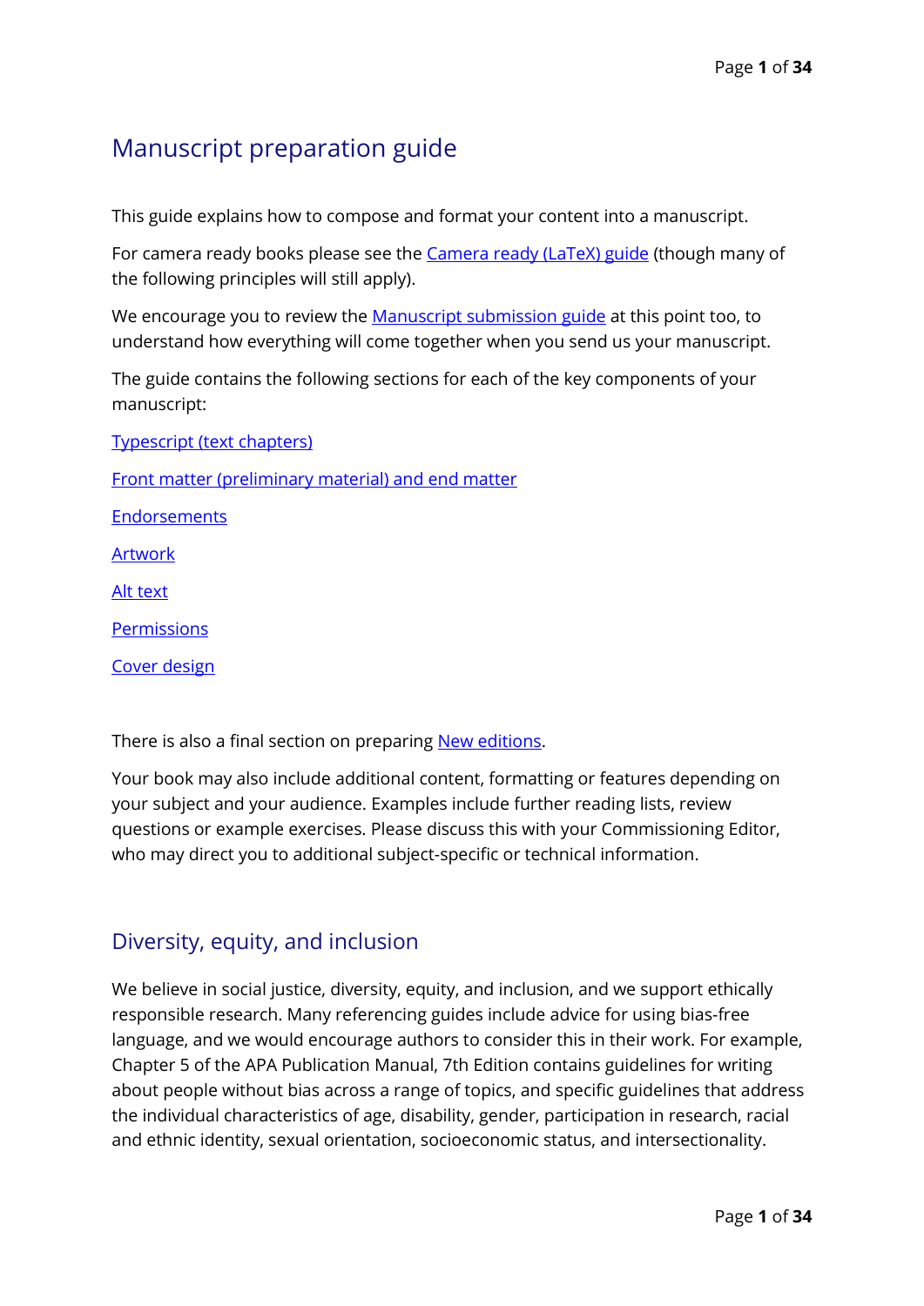# Manuscript preparation guide

This guide explains how to compose and format your content into a manuscript.

For camera ready books please see the Camera ready (LaTeX) guide (though many of the following principles will still apply).

We encourage you to review the Manuscript submission guide at this point too, to understand how everything will come together when you send us your manuscript.

The guide contains the following sections for each of the key components of your manuscript:

Typescript (text chapters)

Front matter (preliminary material) and end matter

Endorsements

Artwork

Alt text

Permissions

Cover design

There is also a final section on preparing New editions.

Your book may also include additional content, formatting or features depending on your subject and your audience. Examples include further reading lists, review questions or example exercises. Please discuss this with your Commissioning Editor, who may direct you to additional subject-specific or technical information.

## Diversity, equity, and inclusion

We believe in social justice, diversity, equity, and inclusion, and we support ethically responsible research. Many referencing guides include advice for using bias-free language, and we would encourage authors to consider this in their work. For example, Chapter 5 of the APA Publication Manual, 7th Edition contains guidelines for writing about people without bias across a range of topics, and specific guidelines that address the individual characteristics of age, disability, gender, participation in research, racial and ethnic identity, sexual orientation, socioeconomic status, and intersectionality.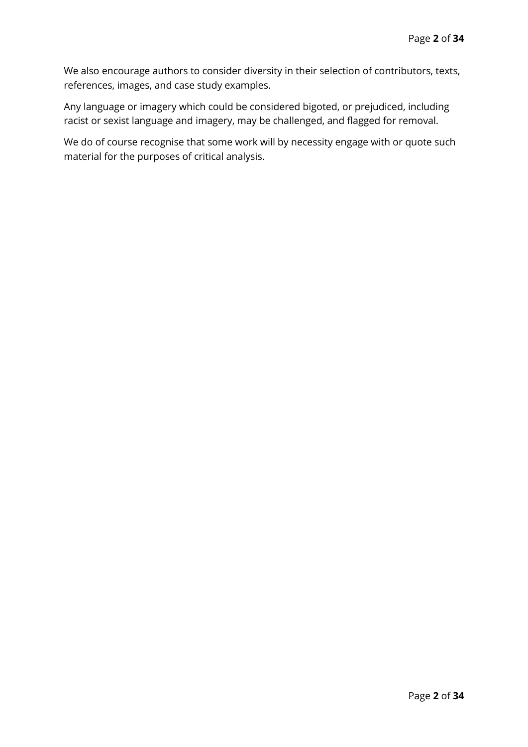We also encourage authors to consider diversity in their selection of contributors, texts, references, images, and case study examples.

Any language or imagery which could be considered bigoted, or prejudiced, including racist or sexist language and imagery, may be challenged, and flagged for removal.

We do of course recognise that some work will by necessity engage with or quote such material for the purposes of critical analysis.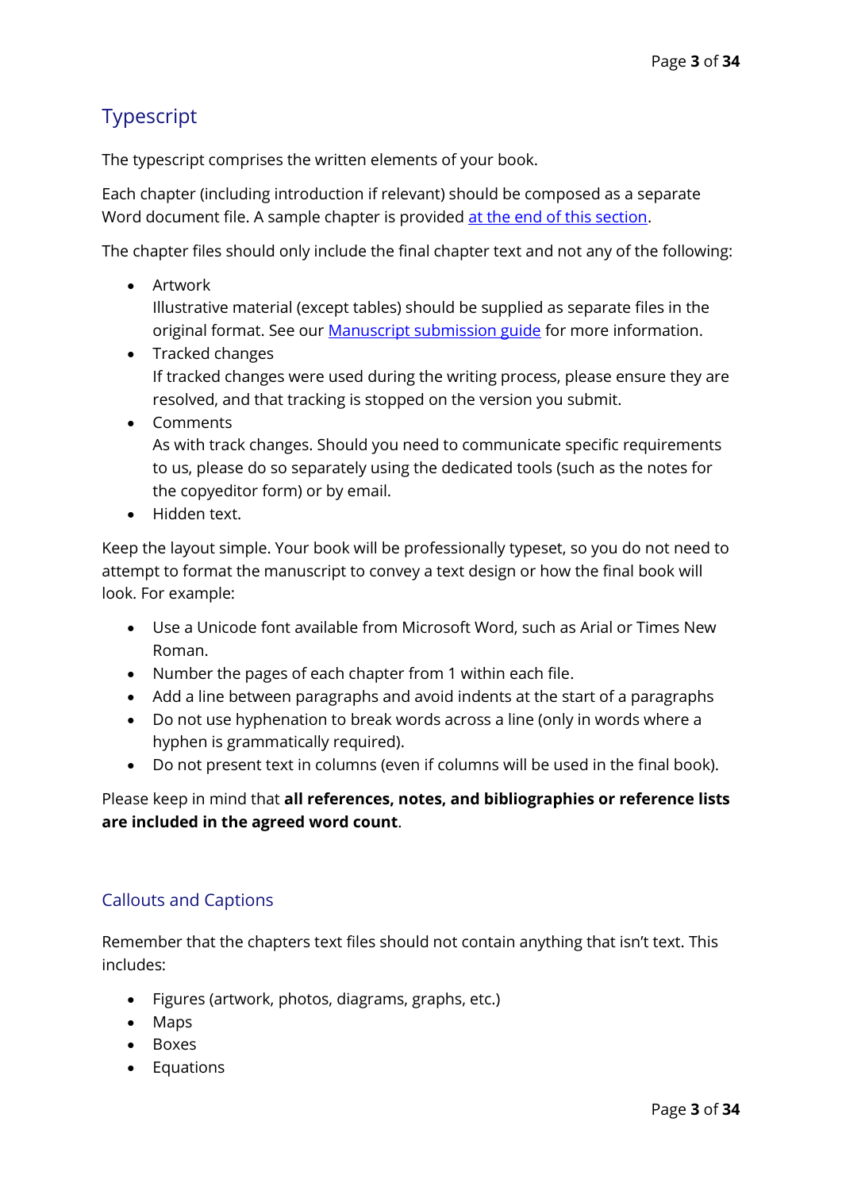## Typescript

The typescript comprises the written elements of your book.

Each chapter (including introduction if relevant) should be composed as a separate Word document file. A sample chapter is provided at the end of this section.

The chapter files should only include the final chapter text and not any of the following:

- Artwork
  Illustrative material (except tables) should be supplied as separate files in the original format. See our Manuscript submission guide for more information.
- Tracked changes
  If tracked changes were used during the writing process, please ensure they are resolved, and that tracking is stopped on the version you submit.
- Comments
  As with track changes. Should you need to communicate specific requirements to us, please do so separately using the dedicated tools (such as the notes for the copyeditor form) or by email.
- Hidden text.

Keep the layout simple. Your book will be professionally typeset, so you do not need to attempt to format the manuscript to convey a text design or how the final book will look. For example:

- Use a Unicode font available from Microsoft Word, such as Arial or Times New Roman.
- Number the pages of each chapter from 1 within each file.
- Add a line between paragraphs and avoid indents at the start of a paragraphs
- Do not use hyphenation to break words across a line (only in words where a hyphen is grammatically required).
- Do not present text in columns (even if columns will be used in the final book).

Please keep in mind that **all references, notes, and bibliographies or reference lists are included in the agreed word count**.

### Callouts and Captions

Remember that the chapters text files should not contain anything that isn't text. This includes:

- Figures (artwork, photos, diagrams, graphs, etc.)
- Maps
- Boxes
- Equations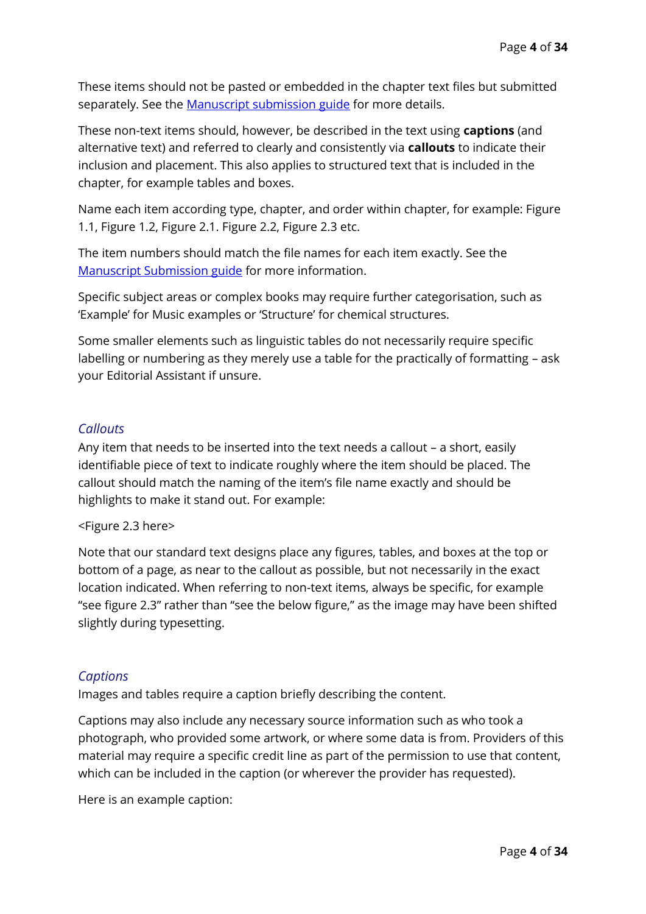These items should not be pasted or embedded in the chapter text files but submitted separately. See the [Manuscript submission guide]() for more details.

These non-text items should, however, be described in the text using **captions** (and alternative text) and referred to clearly and consistently via **callouts** to indicate their inclusion and placement. This also applies to structured text that is included in the chapter, for example tables and boxes.

Name each item according type, chapter, and order within chapter, for example: Figure 1.1, Figure 1.2, Figure 2.1. Figure 2.2, Figure 2.3 etc.

The item numbers should match the file names for each item exactly. See the [Manuscript Submission guide]() for more information.

Specific subject areas or complex books may require further categorisation, such as 'Example' for Music examples or 'Structure' for chemical structures.

Some smaller elements such as linguistic tables do not necessarily require specific labelling or numbering as they merely use a table for the practically of formatting – ask your Editorial Assistant if unsure.

### *Callouts*

Any item that needs to be inserted into the text needs a callout – a short, easily identifiable piece of text to indicate roughly where the item should be placed. The callout should match the naming of the item's file name exactly and should be highlights to make it stand out. For example:

<Figure 2.3 here>

Note that our standard text designs place any figures, tables, and boxes at the top or bottom of a page, as near to the callout as possible, but not necessarily in the exact location indicated. When referring to non-text items, always be specific, for example "see figure 2.3" rather than "see the below figure," as the image may have been shifted slightly during typesetting.

### *Captions*

Images and tables require a caption briefly describing the content.

Captions may also include any necessary source information such as who took a photograph, who provided some artwork, or where some data is from. Providers of this material may require a specific credit line as part of the permission to use that content, which can be included in the caption (or wherever the provider has requested).

Here is an example caption: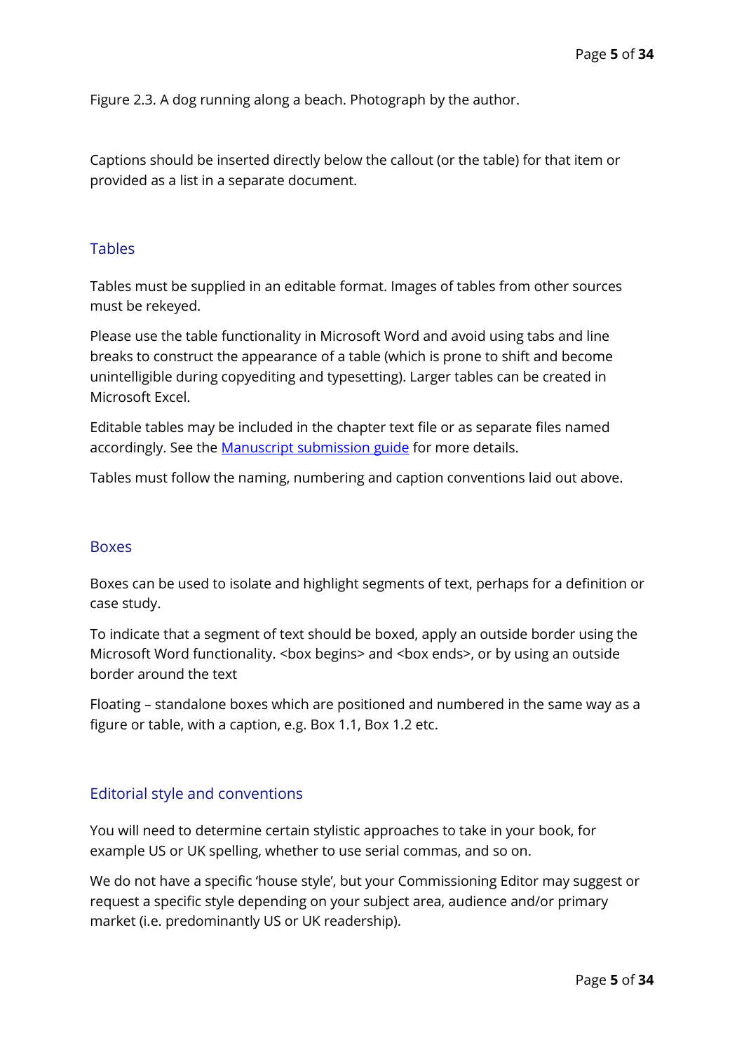Figure 2.3. A dog running along a beach. Photograph by the author.

Captions should be inserted directly below the callout (or the table) for that item or provided as a list in a separate document.

## Tables

Tables must be supplied in an editable format. Images of tables from other sources must be rekeyed.

Please use the table functionality in Microsoft Word and avoid using tabs and line breaks to construct the appearance of a table (which is prone to shift and become unintelligible during copyediting and typesetting). Larger tables can be created in Microsoft Excel.

Editable tables may be included in the chapter text file or as separate files named accordingly. See the [Manuscript submission guide]() for more details.

Tables must follow the naming, numbering and caption conventions laid out above.

## Boxes

Boxes can be used to isolate and highlight segments of text, perhaps for a definition or case study.

To indicate that a segment of text should be boxed, apply an outside border using the Microsoft Word functionality. <box begins> and <box ends>, or by using an outside border around the text

Floating – standalone boxes which are positioned and numbered in the same way as a figure or table, with a caption, e.g. Box 1.1, Box 1.2 etc.

## Editorial style and conventions

You will need to determine certain stylistic approaches to take in your book, for example US or UK spelling, whether to use serial commas, and so on.

We do not have a specific 'house style', but your Commissioning Editor may suggest or request a specific style depending on your subject area, audience and/or primary market (i.e. predominantly US or UK readership).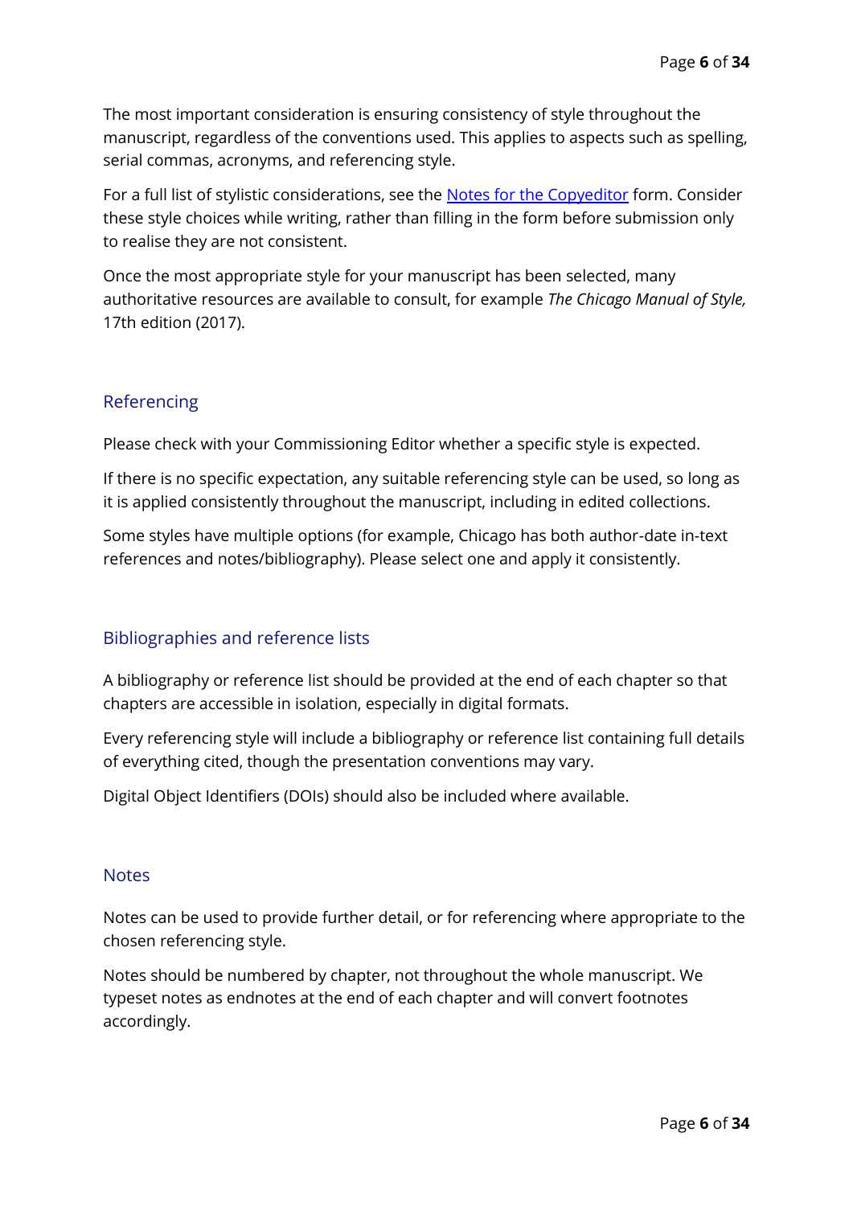The most important consideration is ensuring consistency of style throughout the manuscript, regardless of the conventions used. This applies to aspects such as spelling, serial commas, acronyms, and referencing style.

For a full list of stylistic considerations, see the [Notes for the Copyeditor]() form. Consider these style choices while writing, rather than filling in the form before submission only to realise they are not consistent.

Once the most appropriate style for your manuscript has been selected, many authoritative resources are available to consult, for example *The Chicago Manual of Style,* 17th edition (2017).

## Referencing

Please check with your Commissioning Editor whether a specific style is expected.

If there is no specific expectation, any suitable referencing style can be used, so long as it is applied consistently throughout the manuscript, including in edited collections.

Some styles have multiple options (for example, Chicago has both author-date in-text references and notes/bibliography). Please select one and apply it consistently.

## Bibliographies and reference lists

A bibliography or reference list should be provided at the end of each chapter so that chapters are accessible in isolation, especially in digital formats.

Every referencing style will include a bibliography or reference list containing full details of everything cited, though the presentation conventions may vary.

Digital Object Identifiers (DOIs) should also be included where available.

## Notes

Notes can be used to provide further detail, or for referencing where appropriate to the chosen referencing style.

Notes should be numbered by chapter, not throughout the whole manuscript. We typeset notes as endnotes at the end of each chapter and will convert footnotes accordingly.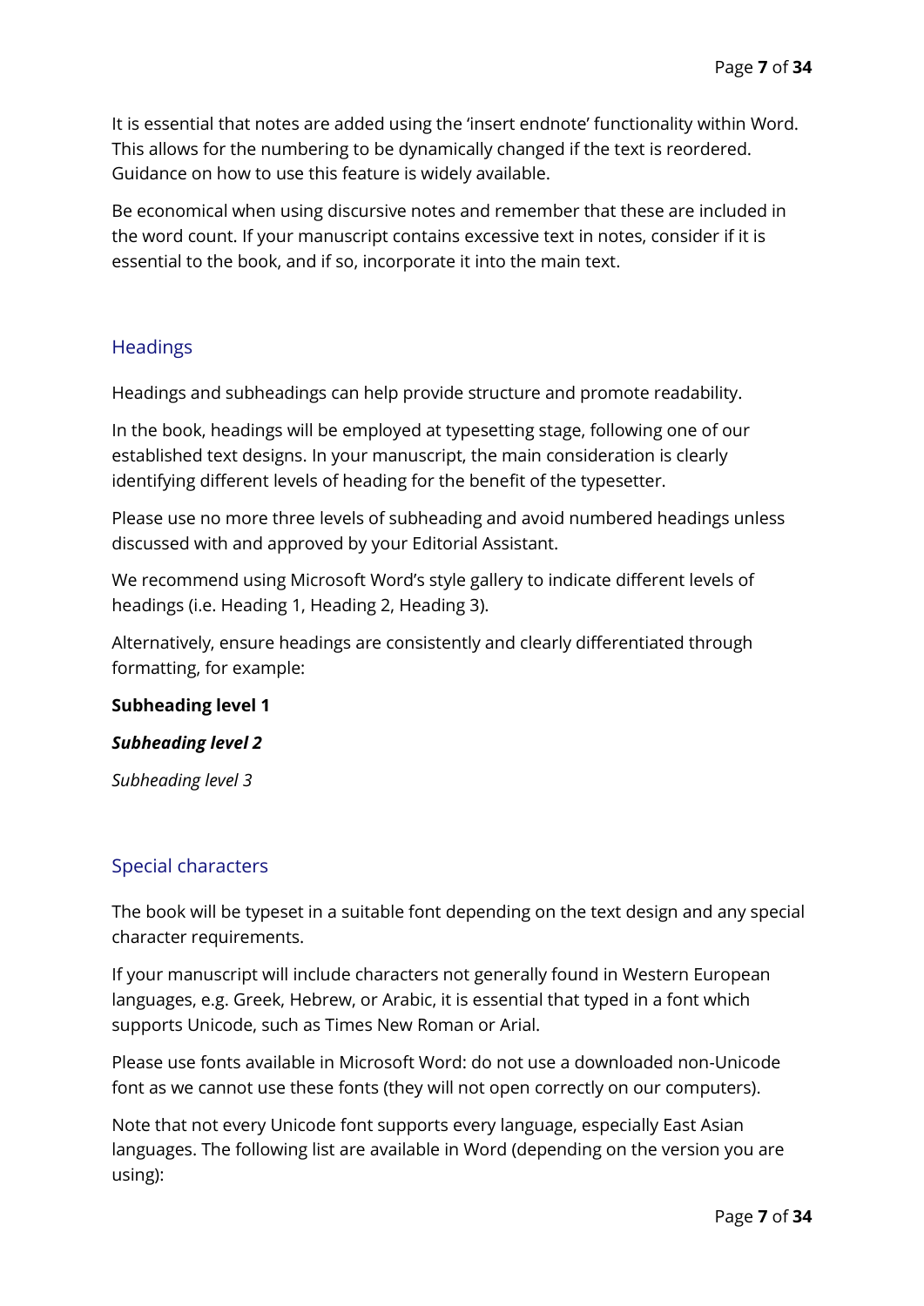It is essential that notes are added using the 'insert endnote' functionality within Word. This allows for the numbering to be dynamically changed if the text is reordered. Guidance on how to use this feature is widely available.

Be economical when using discursive notes and remember that these are included in the word count. If your manuscript contains excessive text in notes, consider if it is essential to the book, and if so, incorporate it into the main text.

## Headings

Headings and subheadings can help provide structure and promote readability.

In the book, headings will be employed at typesetting stage, following one of our established text designs. In your manuscript, the main consideration is clearly identifying different levels of heading for the benefit of the typesetter.

Please use no more three levels of subheading and avoid numbered headings unless discussed with and approved by your Editorial Assistant.

We recommend using Microsoft Word's style gallery to indicate different levels of headings (i.e. Heading 1, Heading 2, Heading 3).

Alternatively, ensure headings are consistently and clearly differentiated through formatting, for example:

**Subheading level 1**

***Subheading level 2***

*Subheading level 3*

## Special characters

The book will be typeset in a suitable font depending on the text design and any special character requirements.

If your manuscript will include characters not generally found in Western European languages, e.g. Greek, Hebrew, or Arabic, it is essential that typed in a font which supports Unicode, such as Times New Roman or Arial.

Please use fonts available in Microsoft Word: do not use a downloaded non-Unicode font as we cannot use these fonts (they will not open correctly on our computers).

Note that not every Unicode font supports every language, especially East Asian languages. The following list are available in Word (depending on the version you are using):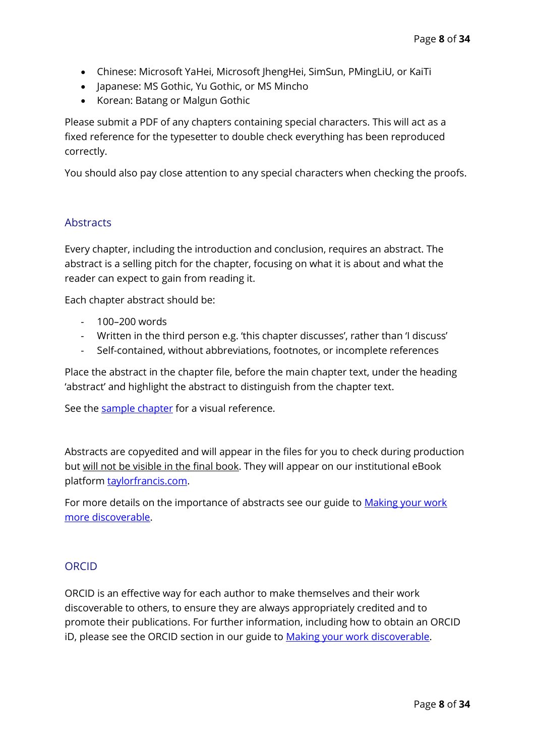- Chinese: Microsoft YaHei, Microsoft JhengHei, SimSun, PMingLiU, or KaiTi
- Japanese: MS Gothic, Yu Gothic, or MS Mincho
- Korean: Batang or Malgun Gothic

Please submit a PDF of any chapters containing special characters. This will act as a fixed reference for the typesetter to double check everything has been reproduced correctly.

You should also pay close attention to any special characters when checking the proofs.

## Abstracts

Every chapter, including the introduction and conclusion, requires an abstract. The abstract is a selling pitch for the chapter, focusing on what it is about and what the reader can expect to gain from reading it.

Each chapter abstract should be:

- 100–200 words
- Written in the third person e.g. 'this chapter discusses', rather than 'I discuss'
- Self-contained, without abbreviations, footnotes, or incomplete references

Place the abstract in the chapter file, before the main chapter text, under the heading 'abstract' and highlight the abstract to distinguish from the chapter text.

See the sample chapter for a visual reference.

Abstracts are copyedited and will appear in the files for you to check during production but will not be visible in the final book. They will appear on our institutional eBook platform taylorfrancis.com.

For more details on the importance of abstracts see our guide to Making your work more discoverable.

## ORCID

ORCID is an effective way for each author to make themselves and their work discoverable to others, to ensure they are always appropriately credited and to promote their publications. For further information, including how to obtain an ORCID iD, please see the ORCID section in our guide to Making your work discoverable.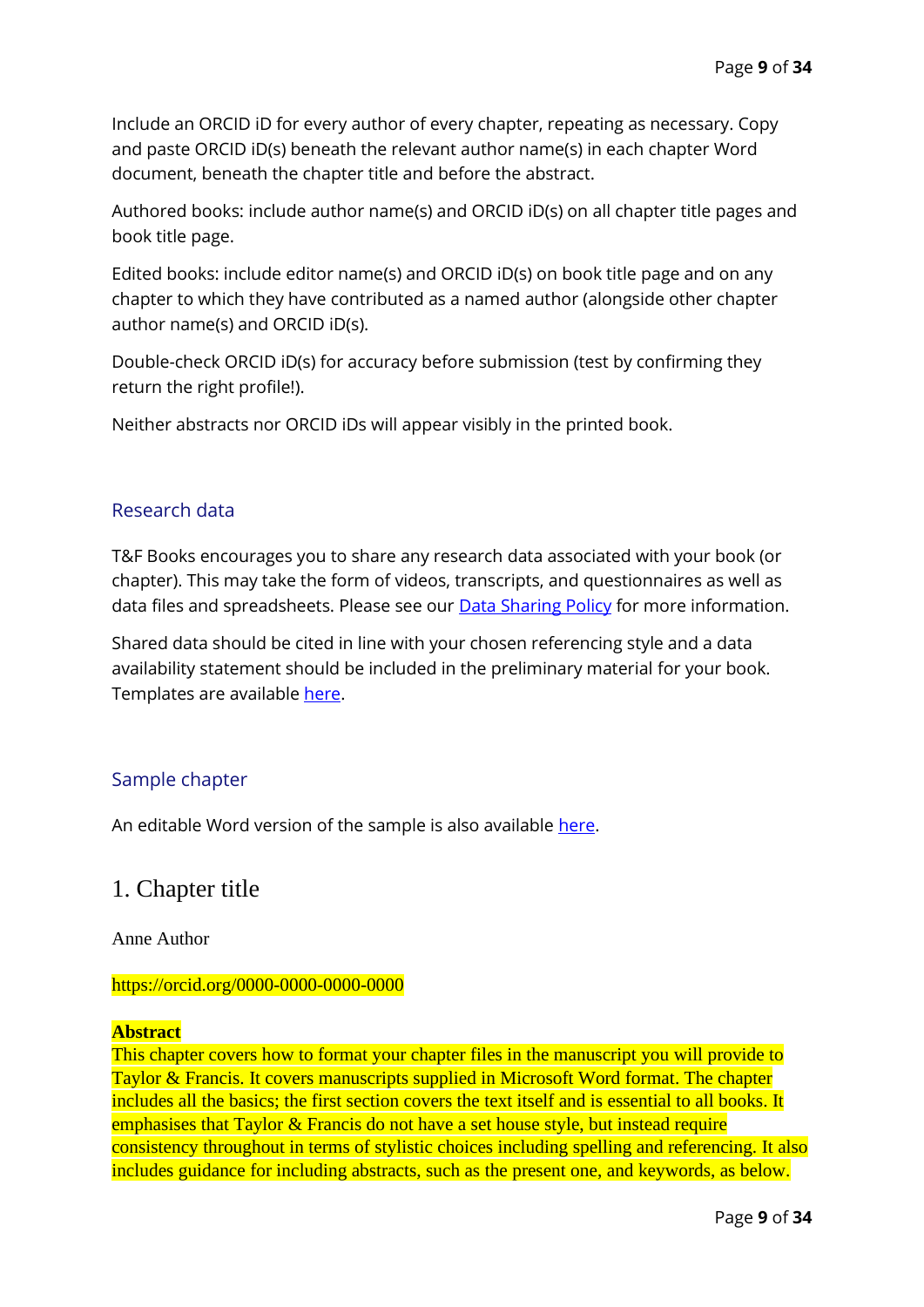Include an ORCID iD for every author of every chapter, repeating as necessary. Copy and paste ORCID iD(s) beneath the relevant author name(s) in each chapter Word document, beneath the chapter title and before the abstract.

Authored books: include author name(s) and ORCID iD(s) on all chapter title pages and book title page.

Edited books: include editor name(s) and ORCID iD(s) on book title page and on any chapter to which they have contributed as a named author (alongside other chapter author name(s) and ORCID iD(s).

Double-check ORCID iD(s) for accuracy before submission (test by confirming they return the right profile!).

Neither abstracts nor ORCID iDs will appear visibly in the printed book.

## Research data

T&F Books encourages you to share any research data associated with your book (or chapter). This may take the form of videos, transcripts, and questionnaires as well as data files and spreadsheets. Please see our Data Sharing Policy for more information.

Shared data should be cited in line with your chosen referencing style and a data availability statement should be included in the preliminary material for your book. Templates are available here.

## Sample chapter

An editable Word version of the sample is also available here.

# 1. Chapter title

Anne Author

https://orcid.org/0000-0000-0000-0000

**Abstract**
This chapter covers how to format your chapter files in the manuscript you will provide to Taylor & Francis. It covers manuscripts supplied in Microsoft Word format. The chapter includes all the basics; the first section covers the text itself and is essential to all books. It emphasises that Taylor & Francis do not have a set house style, but instead require consistency throughout in terms of stylistic choices including spelling and referencing. It also includes guidance for including abstracts, such as the present one, and keywords, as below.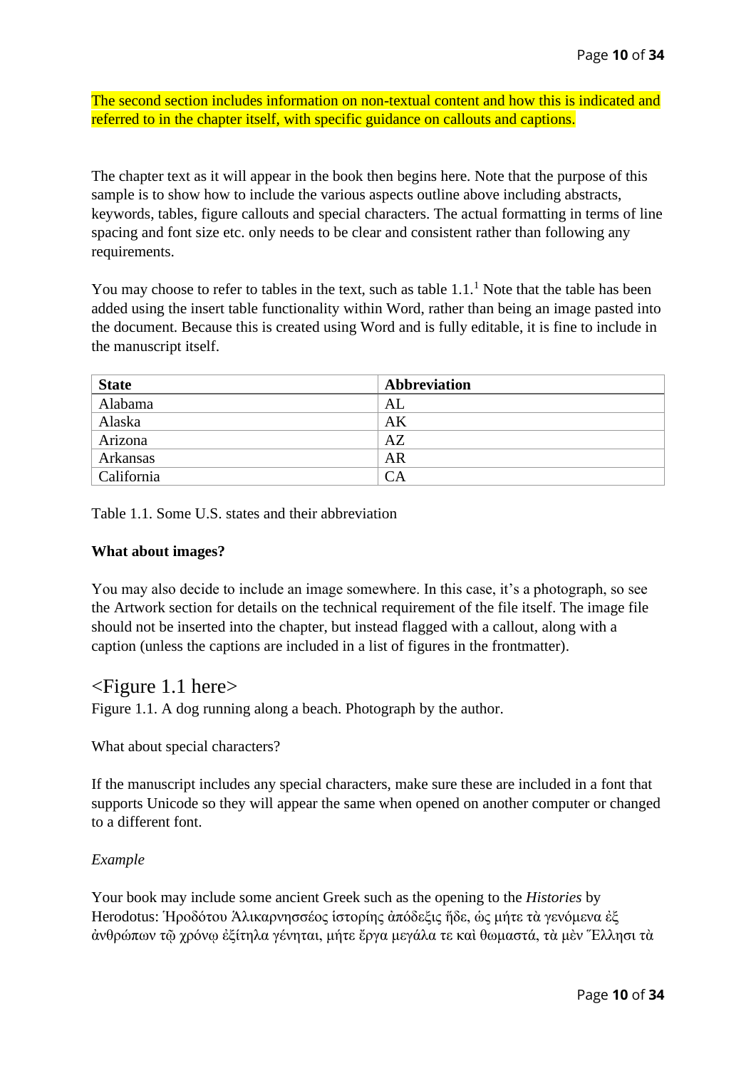The second section includes information on non-textual content and how this is indicated and referred to in the chapter itself, with specific guidance on callouts and captions.

The chapter text as it will appear in the book then begins here. Note that the purpose of this sample is to show how to include the various aspects outline above including abstracts, keywords, tables, figure callouts and special characters. The actual formatting in terms of line spacing and font size etc. only needs to be clear and consistent rather than following any requirements.

You may choose to refer to tables in the text, such as table 1.1.[1] Note that the table has been added using the insert table functionality within Word, rather than being an image pasted into the document. Because this is created using Word and is fully editable, it is fine to include in the manuscript itself.

| **State** | **Abbreviation** |
| --- | --- |
| Alabama | AL |
| Alaska | AK |
| Arizona | AZ |
| Arkansas | AR |
| California | CA |

Table 1.1. Some U.S. states and their abbreviation

**What about images?**

You may also decide to include an image somewhere. In this case, it's a photograph, so see the Artwork section for details on the technical requirement of the file itself. The image file should not be inserted into the chapter, but instead flagged with a callout, along with a caption (unless the captions are included in a list of figures in the frontmatter).

<Figure 1.1 here>

Figure 1.1. A dog running along a beach. Photograph by the author.

What about special characters?

If the manuscript includes any special characters, make sure these are included in a font that supports Unicode so they will appear the same when opened on another computer or changed to a different font.

*Example*

Your book may include some ancient Greek such as the opening to the *Histories* by Herodotus: Ἡροδότου Ἁλικαρνησσέος ἱστορίης ἀπόδεξις ἥδε, ὡς μήτε τὰ γενόμενα ἐξ ἀνθρώπων τῷ χρόνῳ ἐξίτηλα γένηται, μήτε ἔργα μεγάλα τε καὶ θωμαστά, τὰ μὲν Ἕλλησι τὰ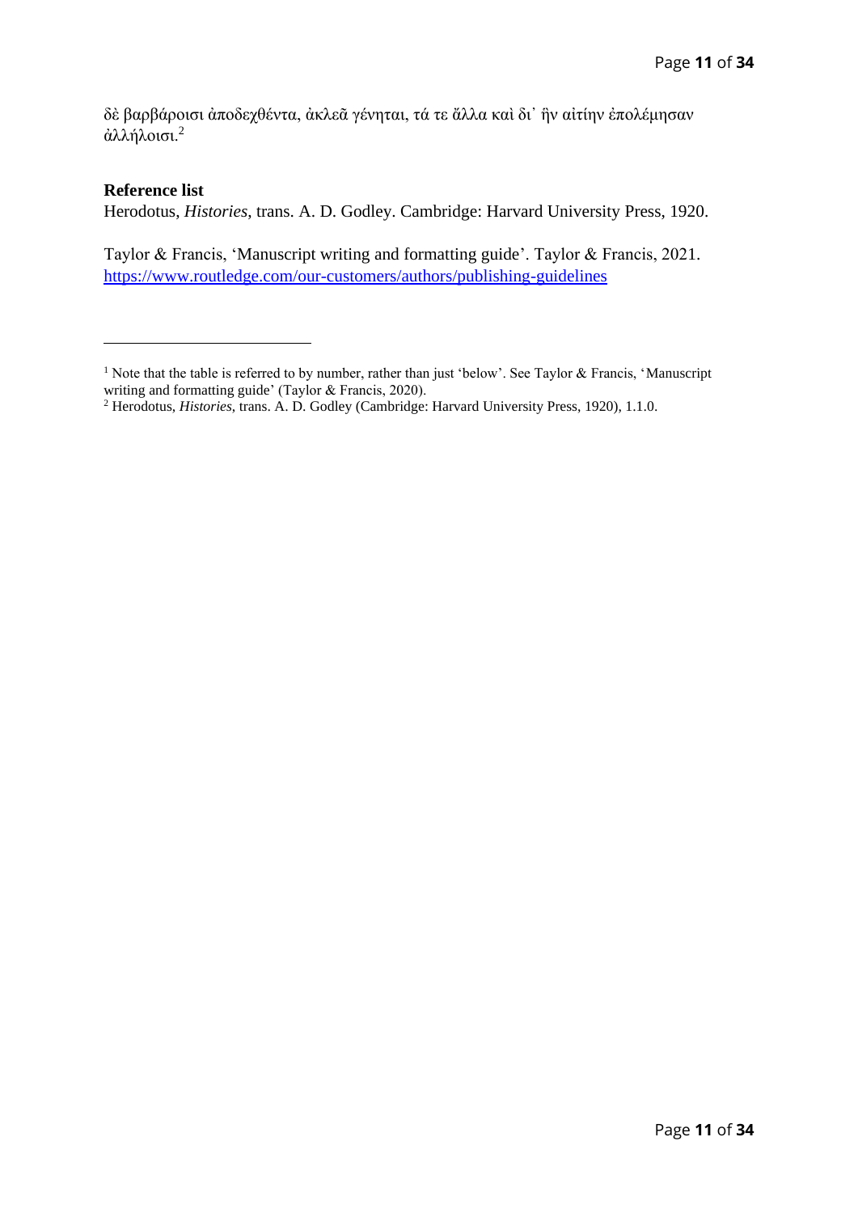δὲ βαρβάροισι ἀποδεχθέντα, ἀκλεᾶ γένηται, τά τε ἄλλα καὶ δι᾽ ἣν αἰτίην ἐπολέμησαν ἀλλήλοισι.[2]

**Reference list**

Herodotus, *Histories*, trans. A. D. Godley. Cambridge: Harvard University Press, 1920.

Taylor & Francis, 'Manuscript writing and formatting guide'. Taylor & Francis, 2021. https://www.routledge.com/our-customers/authors/publishing-guidelines

---

[1] Note that the table is referred to by number, rather than just 'below'. See Taylor & Francis, 'Manuscript writing and formatting guide' (Taylor & Francis, 2020).

[2] Herodotus, *Histories*, trans. A. D. Godley (Cambridge: Harvard University Press, 1920), 1.1.0.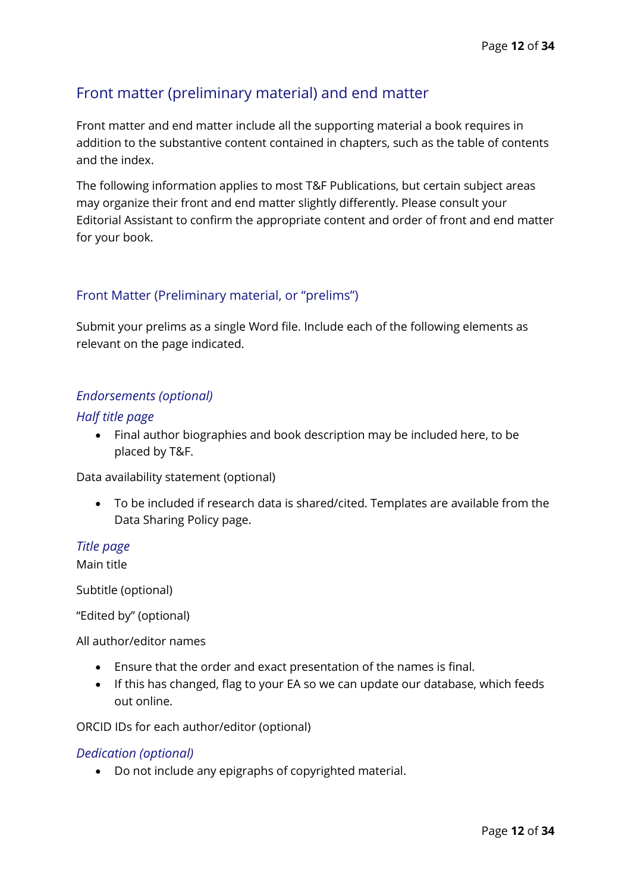## Front matter (preliminary material) and end matter

Front matter and end matter include all the supporting material a book requires in addition to the substantive content contained in chapters, such as the table of contents and the index.

The following information applies to most T&F Publications, but certain subject areas may organize their front and end matter slightly differently. Please consult your Editorial Assistant to confirm the appropriate content and order of front and end matter for your book.

### Front Matter (Preliminary material, or "prelims")

Submit your prelims as a single Word file. Include each of the following elements as relevant on the page indicated.

#### *Endorsements (optional)*

#### *Half title page*

- Final author biographies and book description may be included here, to be placed by T&F.

Data availability statement (optional)

- To be included if research data is shared/cited. Templates are available from the Data Sharing Policy page.

#### *Title page*

Main title

Subtitle (optional)

"Edited by" (optional)

All author/editor names

- Ensure that the order and exact presentation of the names is final.
- If this has changed, flag to your EA so we can update our database, which feeds out online.

ORCID IDs for each author/editor (optional)

#### *Dedication (optional)*

- Do not include any epigraphs of copyrighted material.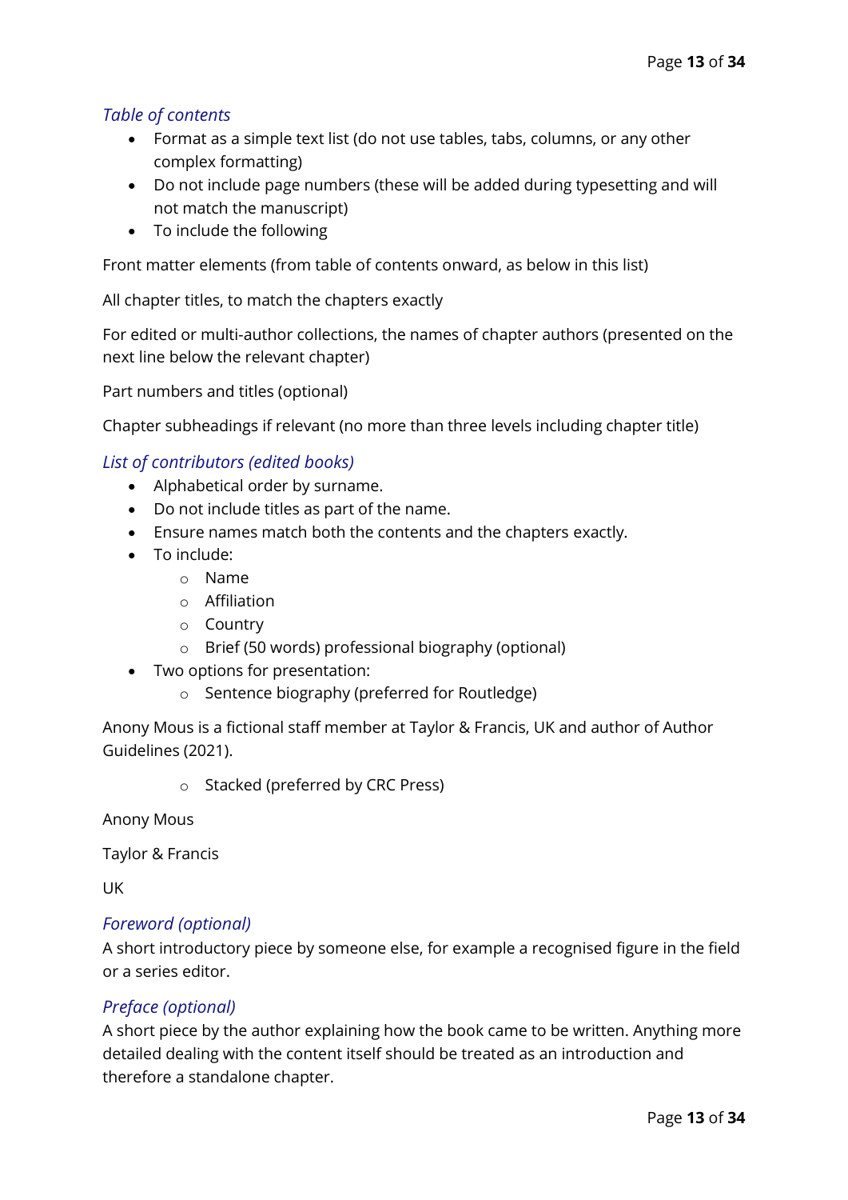### *Table of contents*

- Format as a simple text list (do not use tables, tabs, columns, or any other complex formatting)
- Do not include page numbers (these will be added during typesetting and will not match the manuscript)
- To include the following

Front matter elements (from table of contents onward, as below in this list)

All chapter titles, to match the chapters exactly

For edited or multi-author collections, the names of chapter authors (presented on the next line below the relevant chapter)

Part numbers and titles (optional)

Chapter subheadings if relevant (no more than three levels including chapter title)

### *List of contributors (edited books)*

- Alphabetical order by surname.
- Do not include titles as part of the name.
- Ensure names match both the contents and the chapters exactly.
- To include:
  - Name
  - Affiliation
  - Country
  - Brief (50 words) professional biography (optional)
- Two options for presentation:
  - Sentence biography (preferred for Routledge)

Anony Mous is a fictional staff member at Taylor & Francis, UK and author of Author Guidelines (2021).

  - Stacked (preferred by CRC Press)

Anony Mous

Taylor & Francis

UK

### *Foreword (optional)*

A short introductory piece by someone else, for example a recognised figure in the field or a series editor.

### *Preface (optional)*

A short piece by the author explaining how the book came to be written. Anything more detailed dealing with the content itself should be treated as an introduction and therefore a standalone chapter.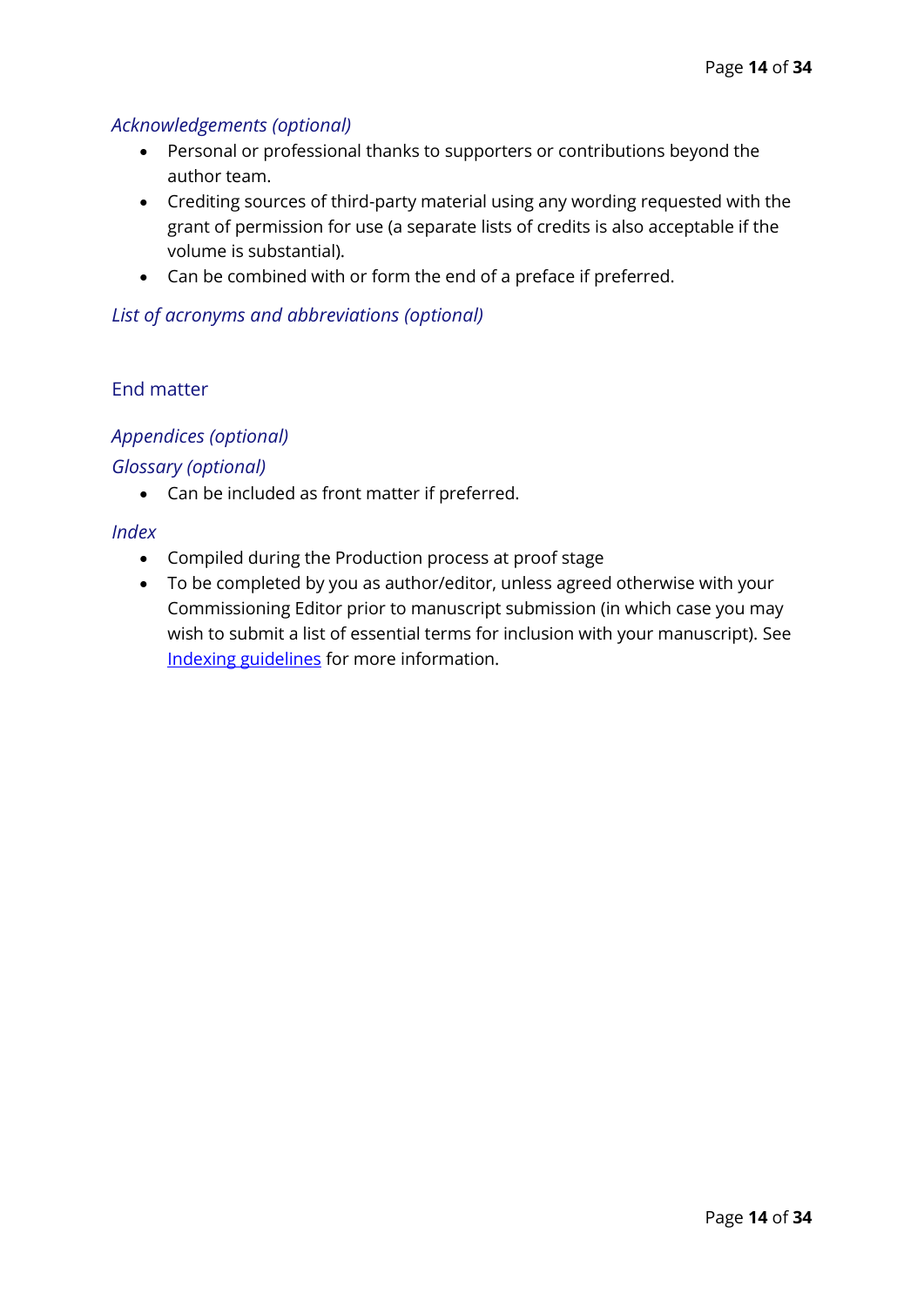### *Acknowledgements (optional)*

- Personal or professional thanks to supporters or contributions beyond the author team.
- Crediting sources of third-party material using any wording requested with the grant of permission for use (a separate lists of credits is also acceptable if the volume is substantial).
- Can be combined with or form the end of a preface if preferred.

### *List of acronyms and abbreviations (optional)*

## End matter

### *Appendices (optional)*

### *Glossary (optional)*

- Can be included as front matter if preferred.

### *Index*

- Compiled during the Production process at proof stage
- To be completed by you as author/editor, unless agreed otherwise with your Commissioning Editor prior to manuscript submission (in which case you may wish to submit a list of essential terms for inclusion with your manuscript). See [Indexing guidelines]() for more information.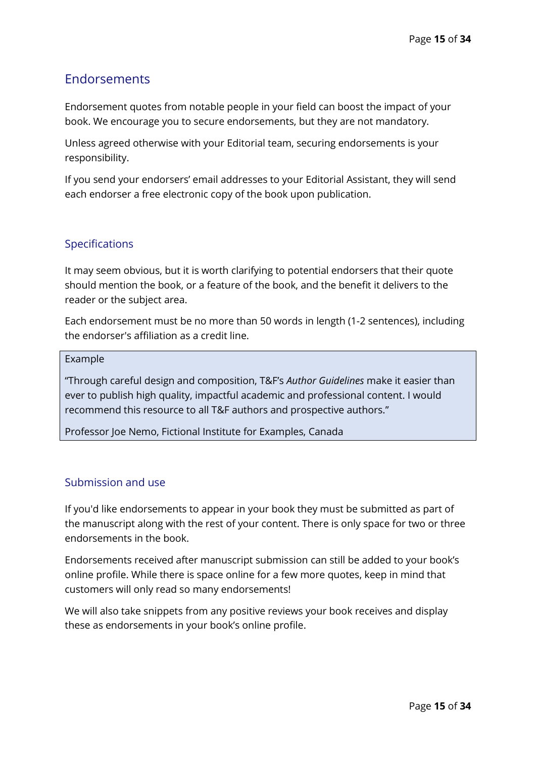## Endorsements

Endorsement quotes from notable people in your field can boost the impact of your book. We encourage you to secure endorsements, but they are not mandatory.

Unless agreed otherwise with your Editorial team, securing endorsements is your responsibility.

If you send your endorsers' email addresses to your Editorial Assistant, they will send each endorser a free electronic copy of the book upon publication.

### Specifications

It may seem obvious, but it is worth clarifying to potential endorsers that their quote should mention the book, or a feature of the book, and the benefit it delivers to the reader or the subject area.

Each endorsement must be no more than 50 words in length (1-2 sentences), including the endorser's affiliation as a credit line.

> Example
>
> "Through careful design and composition, T&F's *Author Guidelines* make it easier than ever to publish high quality, impactful academic and professional content. I would recommend this resource to all T&F authors and prospective authors."
>
> Professor Joe Nemo, Fictional Institute for Examples, Canada

### Submission and use

If you'd like endorsements to appear in your book they must be submitted as part of the manuscript along with the rest of your content. There is only space for two or three endorsements in the book.

Endorsements received after manuscript submission can still be added to your book's online profile. While there is space online for a few more quotes, keep in mind that customers will only read so many endorsements!

We will also take snippets from any positive reviews your book receives and display these as endorsements in your book's online profile.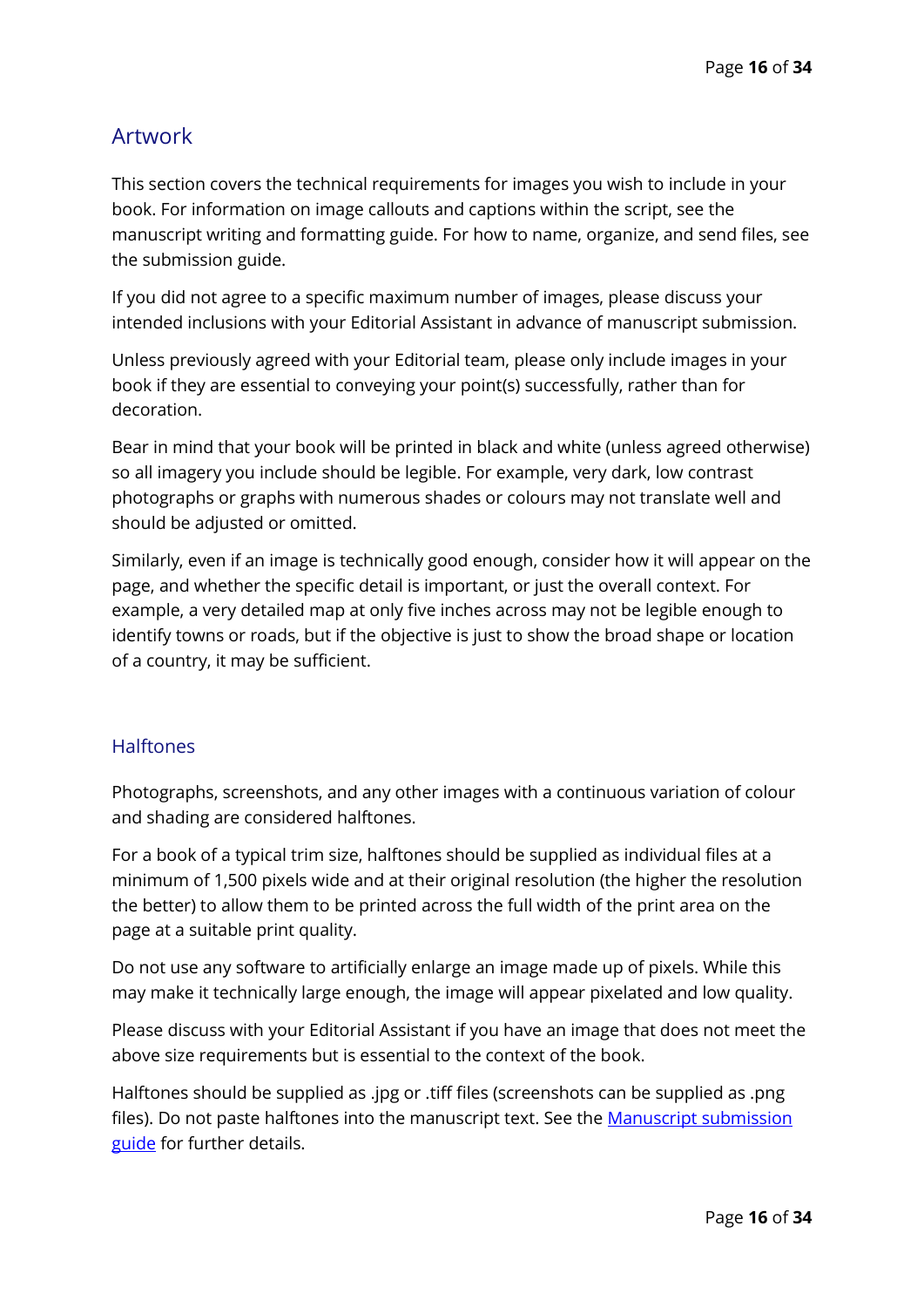## Artwork

This section covers the technical requirements for images you wish to include in your book. For information on image callouts and captions within the script, see the manuscript writing and formatting guide. For how to name, organize, and send files, see the submission guide.

If you did not agree to a specific maximum number of images, please discuss your intended inclusions with your Editorial Assistant in advance of manuscript submission.

Unless previously agreed with your Editorial team, please only include images in your book if they are essential to conveying your point(s) successfully, rather than for decoration.

Bear in mind that your book will be printed in black and white (unless agreed otherwise) so all imagery you include should be legible. For example, very dark, low contrast photographs or graphs with numerous shades or colours may not translate well and should be adjusted or omitted.

Similarly, even if an image is technically good enough, consider how it will appear on the page, and whether the specific detail is important, or just the overall context. For example, a very detailed map at only five inches across may not be legible enough to identify towns or roads, but if the objective is just to show the broad shape or location of a country, it may be sufficient.

### Halftones

Photographs, screenshots, and any other images with a continuous variation of colour and shading are considered halftones.

For a book of a typical trim size, halftones should be supplied as individual files at a minimum of 1,500 pixels wide and at their original resolution (the higher the resolution the better) to allow them to be printed across the full width of the print area on the page at a suitable print quality.

Do not use any software to artificially enlarge an image made up of pixels. While this may make it technically large enough, the image will appear pixelated and low quality.

Please discuss with your Editorial Assistant if you have an image that does not meet the above size requirements but is essential to the context of the book.

Halftones should be supplied as .jpg or .tiff files (screenshots can be supplied as .png files). Do not paste halftones into the manuscript text. See the [Manuscript submission guide] for further details.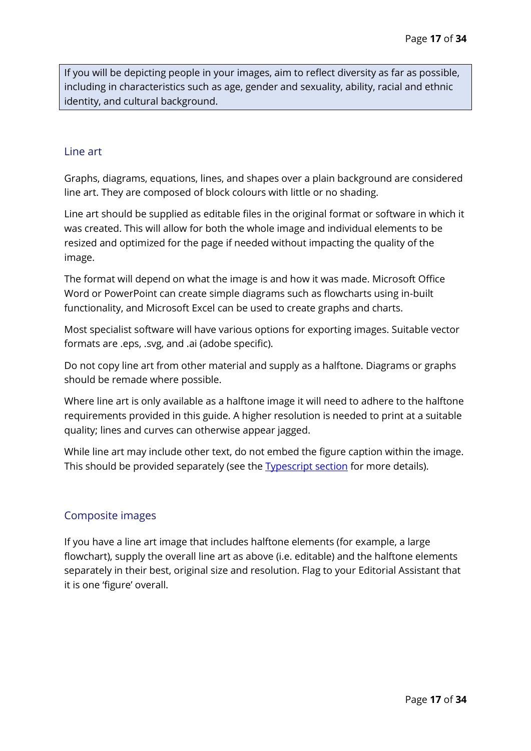> If you will be depicting people in your images, aim to reflect diversity as far as possible, including in characteristics such as age, gender and sexuality, ability, racial and ethnic identity, and cultural background.

## Line art

Graphs, diagrams, equations, lines, and shapes over a plain background are considered line art. They are composed of block colours with little or no shading.

Line art should be supplied as editable files in the original format or software in which it was created. This will allow for both the whole image and individual elements to be resized and optimized for the page if needed without impacting the quality of the image.

The format will depend on what the image is and how it was made. Microsoft Office Word or PowerPoint can create simple diagrams such as flowcharts using in-built functionality, and Microsoft Excel can be used to create graphs and charts.

Most specialist software will have various options for exporting images. Suitable vector formats are .eps, .svg, and .ai (adobe specific).

Do not copy line art from other material and supply as a halftone. Diagrams or graphs should be remade where possible.

Where line art is only available as a halftone image it will need to adhere to the halftone requirements provided in this guide. A higher resolution is needed to print at a suitable quality; lines and curves can otherwise appear jagged.

While line art may include other text, do not embed the figure caption within the image. This should be provided separately (see the Typescript section for more details).

## Composite images

If you have a line art image that includes halftone elements (for example, a large flowchart), supply the overall line art as above (i.e. editable) and the halftone elements separately in their best, original size and resolution. Flag to your Editorial Assistant that it is one 'figure' overall.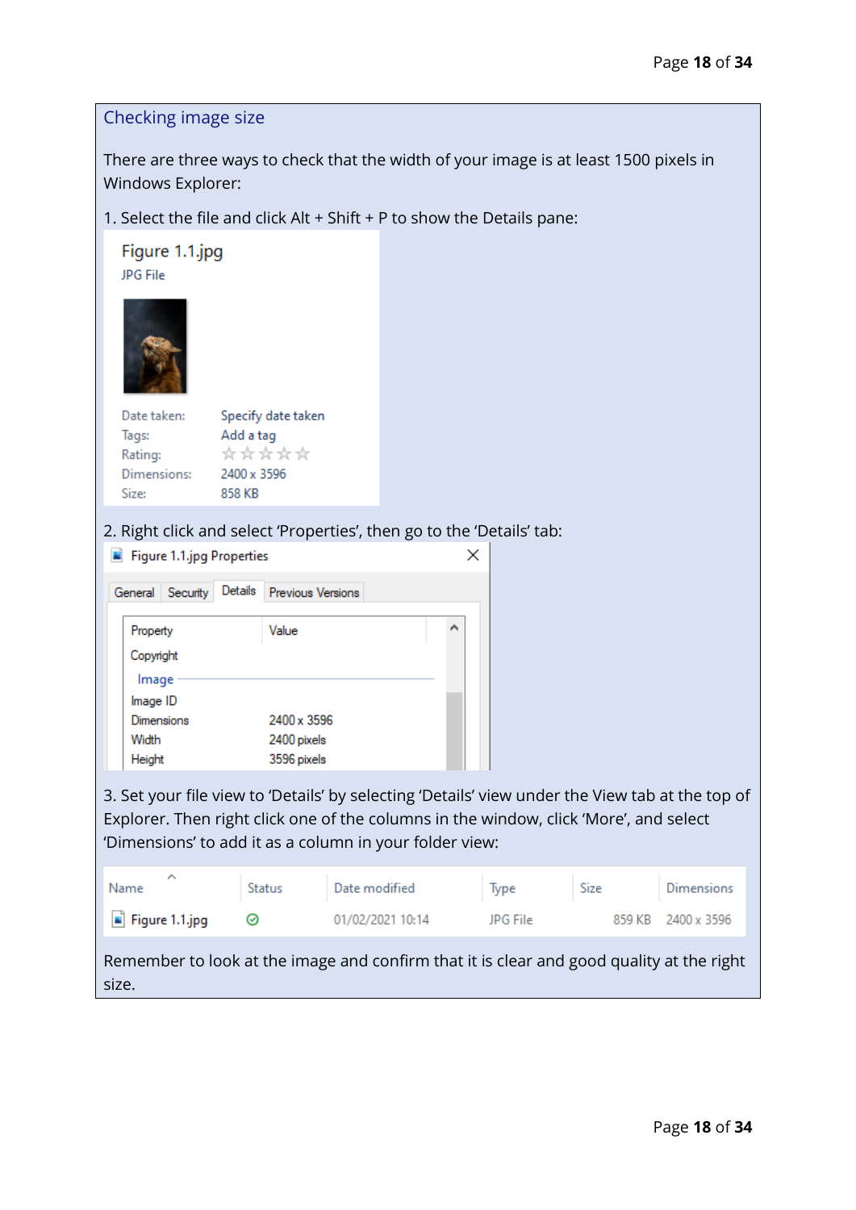### Checking image size

There are three ways to check that the width of your image is at least 1500 pixels in Windows Explorer:

1. Select the file and click Alt + Shift + P to show the Details pane:

Figure 1.1.jpg
JPG File

| | |
|---|---|
| Date taken: | Specify date taken |
| Tags: | Add a tag |
| Rating: | ☆☆☆☆☆ |
| Dimensions: | 2400 x 3596 |
| Size: | 858 KB |

2. Right click and select 'Properties', then go to the 'Details' tab:

Figure 1.1.jpg Properties

General | Security | Details | Previous Versions

| Property | Value |
|---|---|
| Copyright | |
| *Image* | |
| Image ID | |
| Dimensions | 2400 x 3596 |
| Width | 2400 pixels |
| Height | 3596 pixels |

3. Set your file view to 'Details' by selecting 'Details' view under the View tab at the top of Explorer. Then right click one of the columns in the window, click 'More', and select 'Dimensions' to add it as a column in your folder view:

| Name | Status | Date modified | Type | Size | Dimensions |
|---|---|---|---|---|---|
| Figure 1.1.jpg | ✓ | 01/02/2021 10:14 | JPG File | 859 KB | 2400 x 3596 |

Remember to look at the image and confirm that it is clear and good quality at the right size.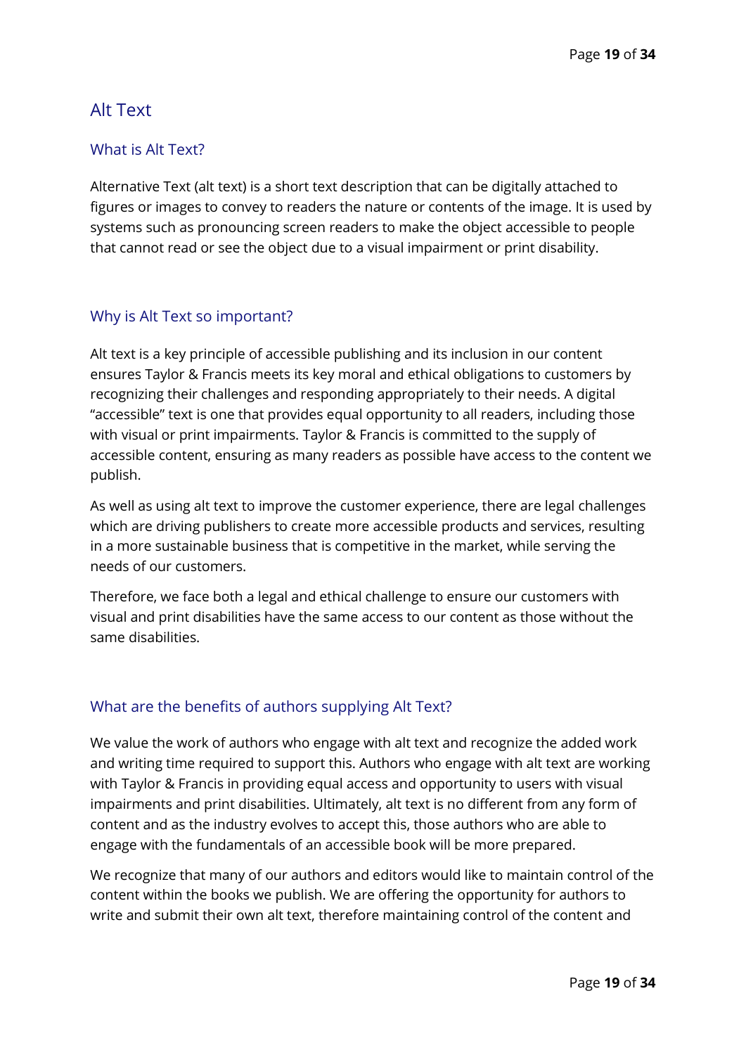## Alt Text

### What is Alt Text?

Alternative Text (alt text) is a short text description that can be digitally attached to figures or images to convey to readers the nature or contents of the image. It is used by systems such as pronouncing screen readers to make the object accessible to people that cannot read or see the object due to a visual impairment or print disability.

### Why is Alt Text so important?

Alt text is a key principle of accessible publishing and its inclusion in our content ensures Taylor & Francis meets its key moral and ethical obligations to customers by recognizing their challenges and responding appropriately to their needs. A digital "accessible" text is one that provides equal opportunity to all readers, including those with visual or print impairments. Taylor & Francis is committed to the supply of accessible content, ensuring as many readers as possible have access to the content we publish.

As well as using alt text to improve the customer experience, there are legal challenges which are driving publishers to create more accessible products and services, resulting in a more sustainable business that is competitive in the market, while serving the needs of our customers.

Therefore, we face both a legal and ethical challenge to ensure our customers with visual and print disabilities have the same access to our content as those without the same disabilities.

### What are the benefits of authors supplying Alt Text?

We value the work of authors who engage with alt text and recognize the added work and writing time required to support this. Authors who engage with alt text are working with Taylor & Francis in providing equal access and opportunity to users with visual impairments and print disabilities. Ultimately, alt text is no different from any form of content and as the industry evolves to accept this, those authors who are able to engage with the fundamentals of an accessible book will be more prepared.

We recognize that many of our authors and editors would like to maintain control of the content within the books we publish. We are offering the opportunity for authors to write and submit their own alt text, therefore maintaining control of the content and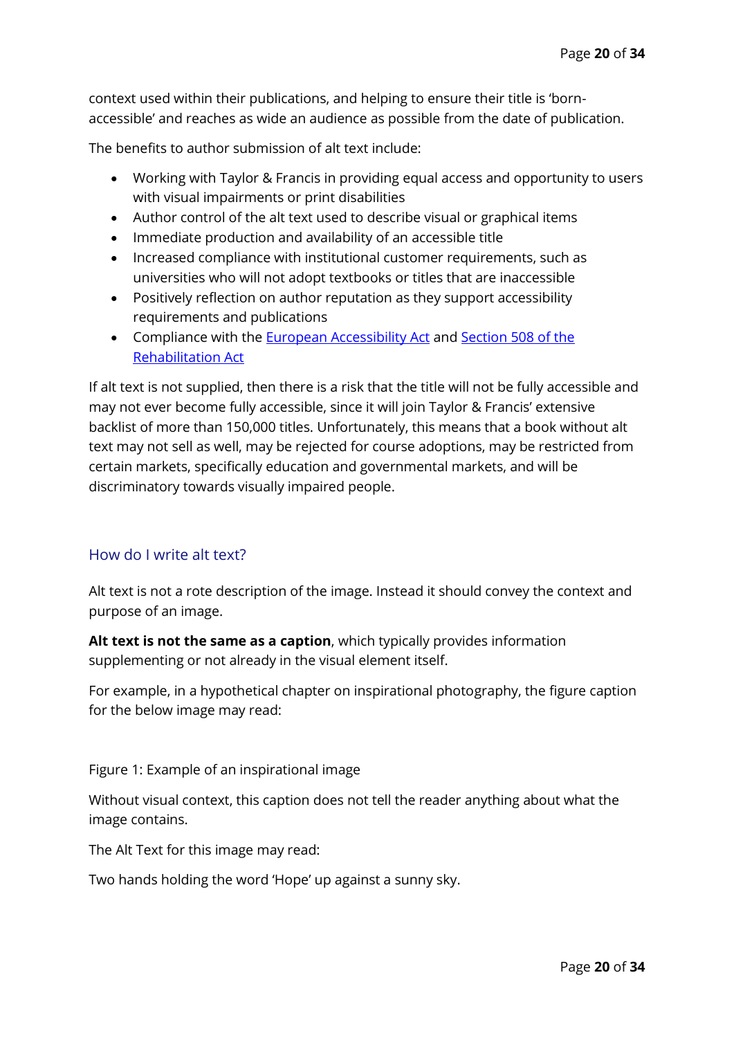context used within their publications, and helping to ensure their title is 'born-accessible' and reaches as wide an audience as possible from the date of publication.

The benefits to author submission of alt text include:

- Working with Taylor & Francis in providing equal access and opportunity to users with visual impairments or print disabilities
- Author control of the alt text used to describe visual or graphical items
- Immediate production and availability of an accessible title
- Increased compliance with institutional customer requirements, such as universities who will not adopt textbooks or titles that are inaccessible
- Positively reflection on author reputation as they support accessibility requirements and publications
- Compliance with the European Accessibility Act and Section 508 of the Rehabilitation Act

If alt text is not supplied, then there is a risk that the title will not be fully accessible and may not ever become fully accessible, since it will join Taylor & Francis' extensive backlist of more than 150,000 titles. Unfortunately, this means that a book without alt text may not sell as well, may be rejected for course adoptions, may be restricted from certain markets, specifically education and governmental markets, and will be discriminatory towards visually impaired people.

## How do I write alt text?

Alt text is not a rote description of the image. Instead it should convey the context and purpose of an image.

**Alt text is not the same as a caption**, which typically provides information supplementing or not already in the visual element itself.

For example, in a hypothetical chapter on inspirational photography, the figure caption for the below image may read:

Figure 1: Example of an inspirational image

Without visual context, this caption does not tell the reader anything about what the image contains.

The Alt Text for this image may read:

Two hands holding the word 'Hope' up against a sunny sky.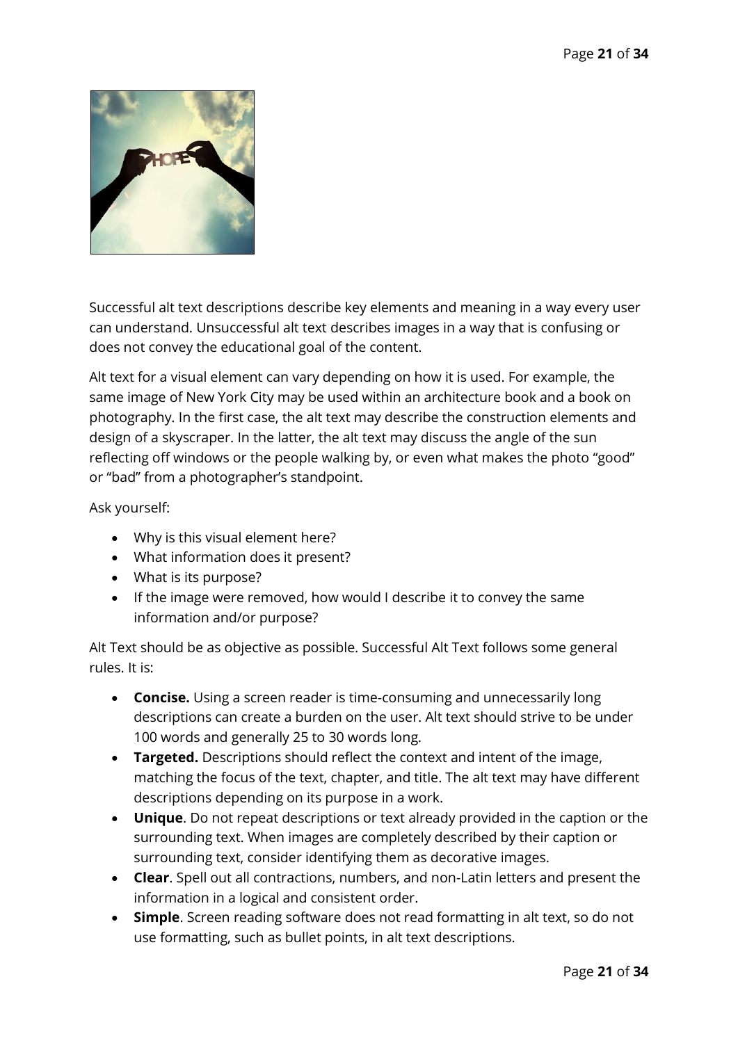Successful alt text descriptions describe key elements and meaning in a way every user can understand. Unsuccessful alt text describes images in a way that is confusing or does not convey the educational goal of the content.

Alt text for a visual element can vary depending on how it is used. For example, the same image of New York City may be used within an architecture book and a book on photography. In the first case, the alt text may describe the construction elements and design of a skyscraper. In the latter, the alt text may discuss the angle of the sun reflecting off windows or the people walking by, or even what makes the photo "good" or "bad" from a photographer's standpoint.

Ask yourself:

- Why is this visual element here?
- What information does it present?
- What is its purpose?
- If the image were removed, how would I describe it to convey the same information and/or purpose?

Alt Text should be as objective as possible. Successful Alt Text follows some general rules. It is:

- **Concise.** Using a screen reader is time-consuming and unnecessarily long descriptions can create a burden on the user. Alt text should strive to be under 100 words and generally 25 to 30 words long.
- **Targeted.** Descriptions should reflect the context and intent of the image, matching the focus of the text, chapter, and title. The alt text may have different descriptions depending on its purpose in a work.
- **Unique**. Do not repeat descriptions or text already provided in the caption or the surrounding text. When images are completely described by their caption or surrounding text, consider identifying them as decorative images.
- **Clear**. Spell out all contractions, numbers, and non-Latin letters and present the information in a logical and consistent order.
- **Simple**. Screen reading software does not read formatting in alt text, so do not use formatting, such as bullet points, in alt text descriptions.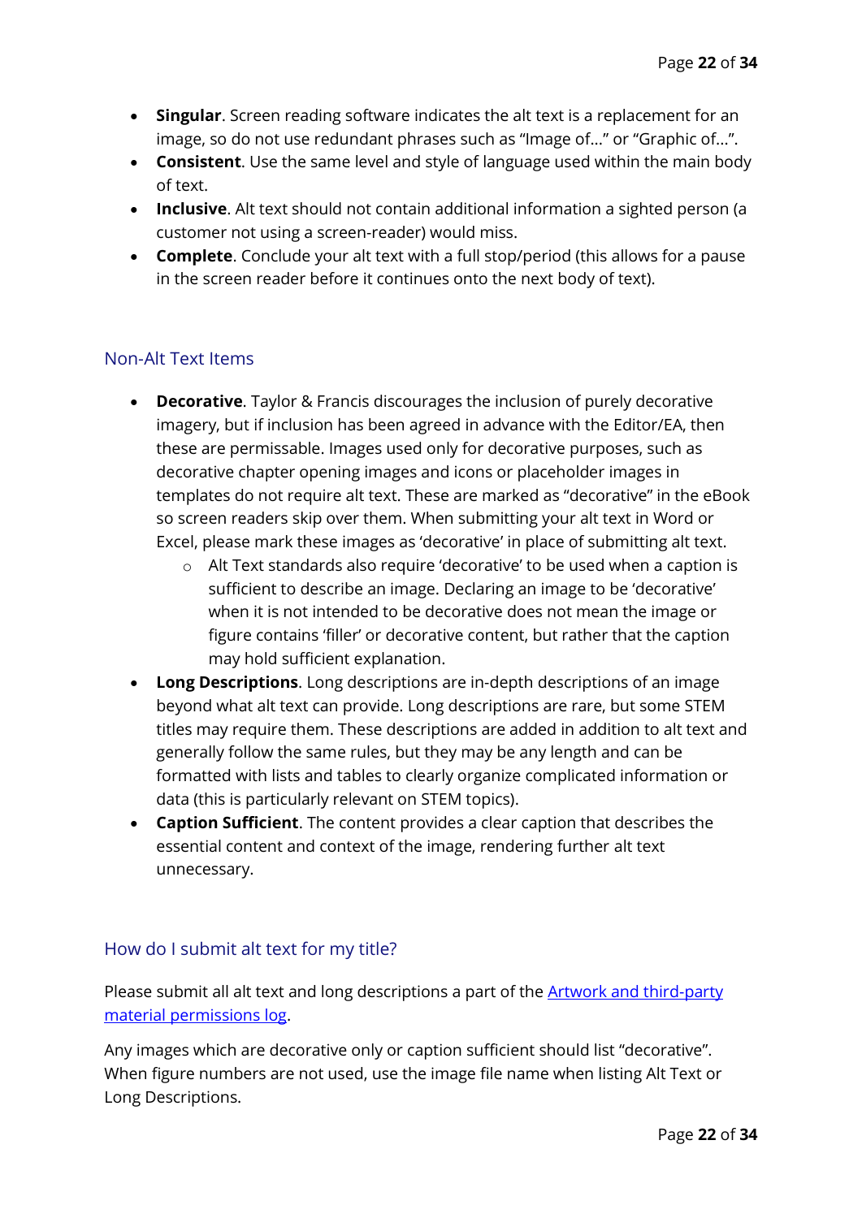- **Singular**. Screen reading software indicates the alt text is a replacement for an image, so do not use redundant phrases such as "Image of..." or "Graphic of...".
- **Consistent**. Use the same level and style of language used within the main body of text.
- **Inclusive**. Alt text should not contain additional information a sighted person (a customer not using a screen-reader) would miss.
- **Complete**. Conclude your alt text with a full stop/period (this allows for a pause in the screen reader before it continues onto the next body of text).

## Non-Alt Text Items

- **Decorative**. Taylor & Francis discourages the inclusion of purely decorative imagery, but if inclusion has been agreed in advance with the Editor/EA, then these are permissable. Images used only for decorative purposes, such as decorative chapter opening images and icons or placeholder images in templates do not require alt text. These are marked as "decorative" in the eBook so screen readers skip over them. When submitting your alt text in Word or Excel, please mark these images as 'decorative' in place of submitting alt text.
    - Alt Text standards also require 'decorative' to be used when a caption is sufficient to describe an image. Declaring an image to be 'decorative' when it is not intended to be decorative does not mean the image or figure contains 'filler' or decorative content, but rather that the caption may hold sufficient explanation.
- **Long Descriptions**. Long descriptions are in-depth descriptions of an image beyond what alt text can provide. Long descriptions are rare, but some STEM titles may require them. These descriptions are added in addition to alt text and generally follow the same rules, but they may be any length and can be formatted with lists and tables to clearly organize complicated information or data (this is particularly relevant on STEM topics).
- **Caption Sufficient**. The content provides a clear caption that describes the essential content and context of the image, rendering further alt text unnecessary.

## How do I submit alt text for my title?

Please submit all alt text and long descriptions a part of the [Artwork and third-party material permissions log]().

Any images which are decorative only or caption sufficient should list "decorative". When figure numbers are not used, use the image file name when listing Alt Text or Long Descriptions.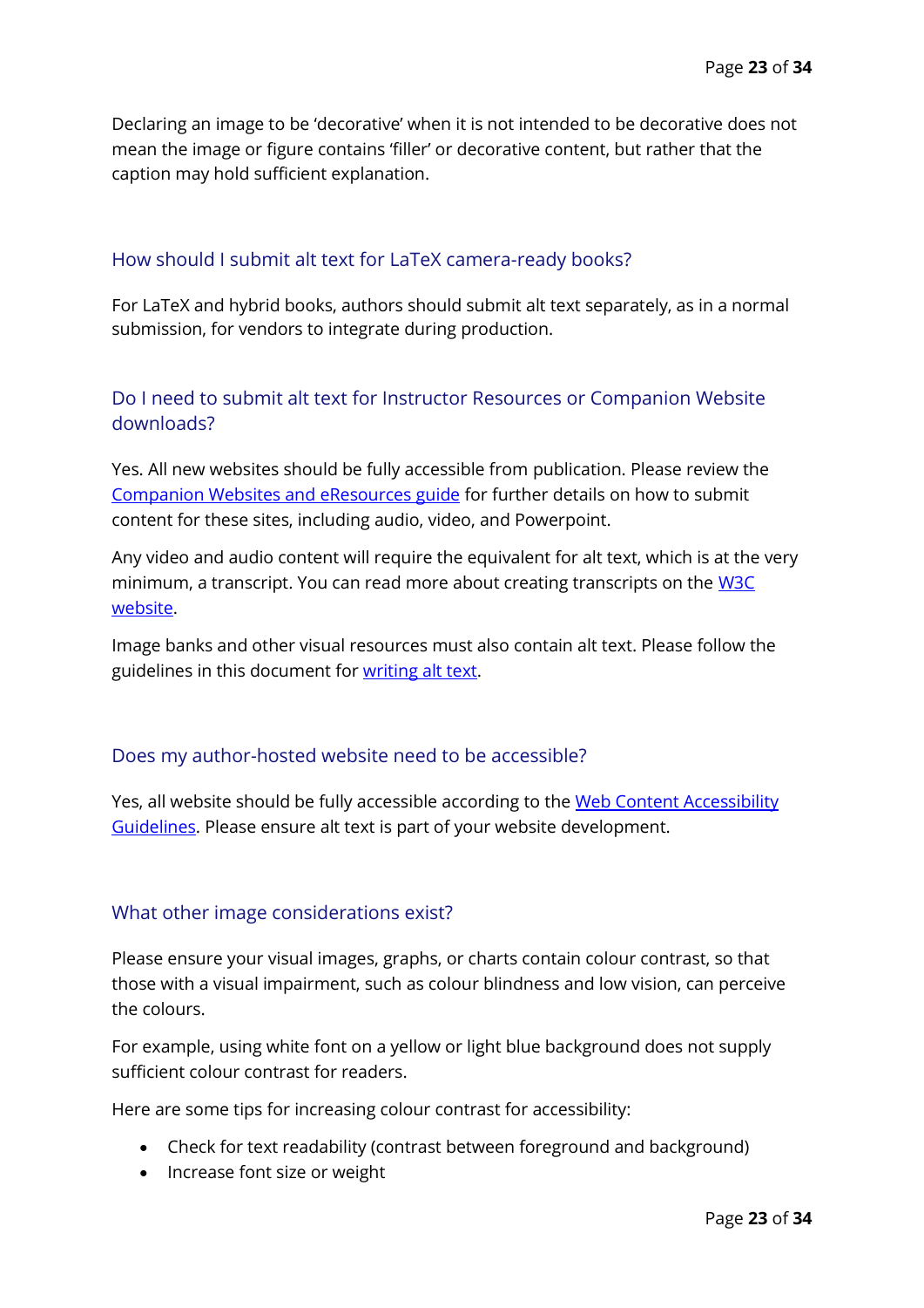Declaring an image to be 'decorative' when it is not intended to be decorative does not mean the image or figure contains 'filler' or decorative content, but rather that the caption may hold sufficient explanation.

## How should I submit alt text for LaTeX camera-ready books?

For LaTeX and hybrid books, authors should submit alt text separately, as in a normal submission, for vendors to integrate during production.

## Do I need to submit alt text for Instructor Resources or Companion Website downloads?

Yes. All new websites should be fully accessible from publication. Please review the [Companion Websites and eResources guide]() for further details on how to submit content for these sites, including audio, video, and Powerpoint.

Any video and audio content will require the equivalent for alt text, which is at the very minimum, a transcript. You can read more about creating transcripts on the [W3C website]().

Image banks and other visual resources must also contain alt text. Please follow the guidelines in this document for [writing alt text]().

## Does my author-hosted website need to be accessible?

Yes, all website should be fully accessible according to the [Web Content Accessibility Guidelines](). Please ensure alt text is part of your website development.

## What other image considerations exist?

Please ensure your visual images, graphs, or charts contain colour contrast, so that those with a visual impairment, such as colour blindness and low vision, can perceive the colours.

For example, using white font on a yellow or light blue background does not supply sufficient colour contrast for readers.

Here are some tips for increasing colour contrast for accessibility:

- Check for text readability (contrast between foreground and background)
- Increase font size or weight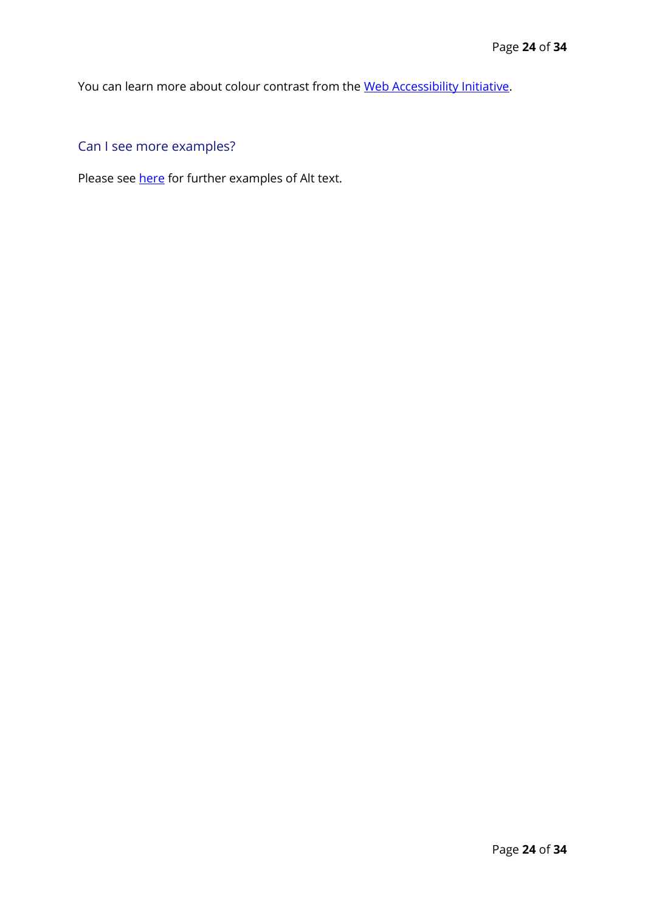You can learn more about colour contrast from the Web Accessibility Initiative.

## Can I see more examples?

Please see here for further examples of Alt text.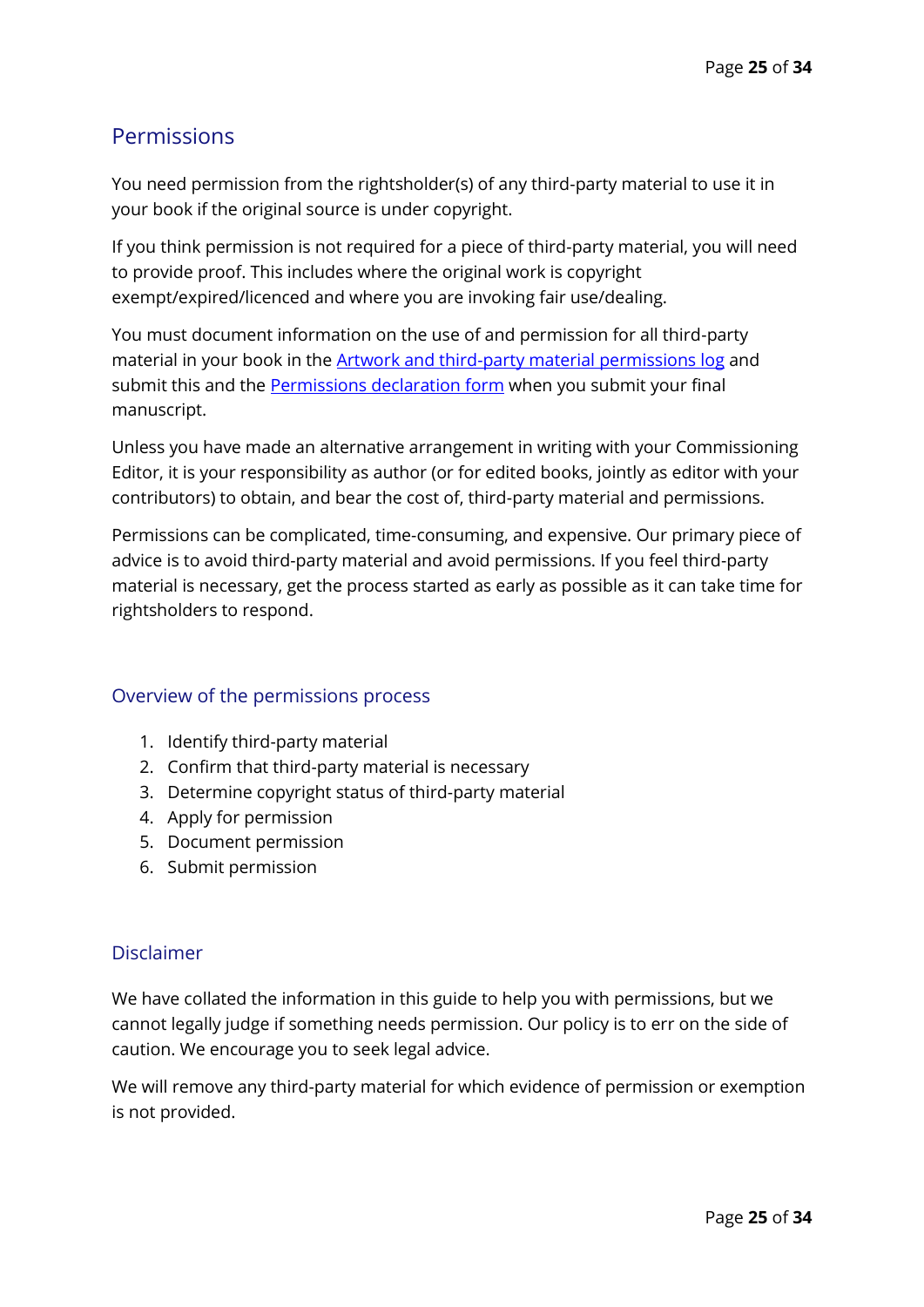## Permissions

You need permission from the rightsholder(s) of any third-party material to use it in your book if the original source is under copyright.

If you think permission is not required for a piece of third-party material, you will need to provide proof. This includes where the original work is copyright exempt/expired/licenced and where you are invoking fair use/dealing.

You must document information on the use of and permission for all third-party material in your book in the Artwork and third-party material permissions log and submit this and the Permissions declaration form when you submit your final manuscript.

Unless you have made an alternative arrangement in writing with your Commissioning Editor, it is your responsibility as author (or for edited books, jointly as editor with your contributors) to obtain, and bear the cost of, third-party material and permissions.

Permissions can be complicated, time-consuming, and expensive. Our primary piece of advice is to avoid third-party material and avoid permissions. If you feel third-party material is necessary, get the process started as early as possible as it can take time for rightsholders to respond.

### Overview of the permissions process

1. Identify third-party material
2. Confirm that third-party material is necessary
3. Determine copyright status of third-party material
4. Apply for permission
5. Document permission
6. Submit permission

### Disclaimer

We have collated the information in this guide to help you with permissions, but we cannot legally judge if something needs permission. Our policy is to err on the side of caution. We encourage you to seek legal advice.

We will remove any third-party material for which evidence of permission or exemption is not provided.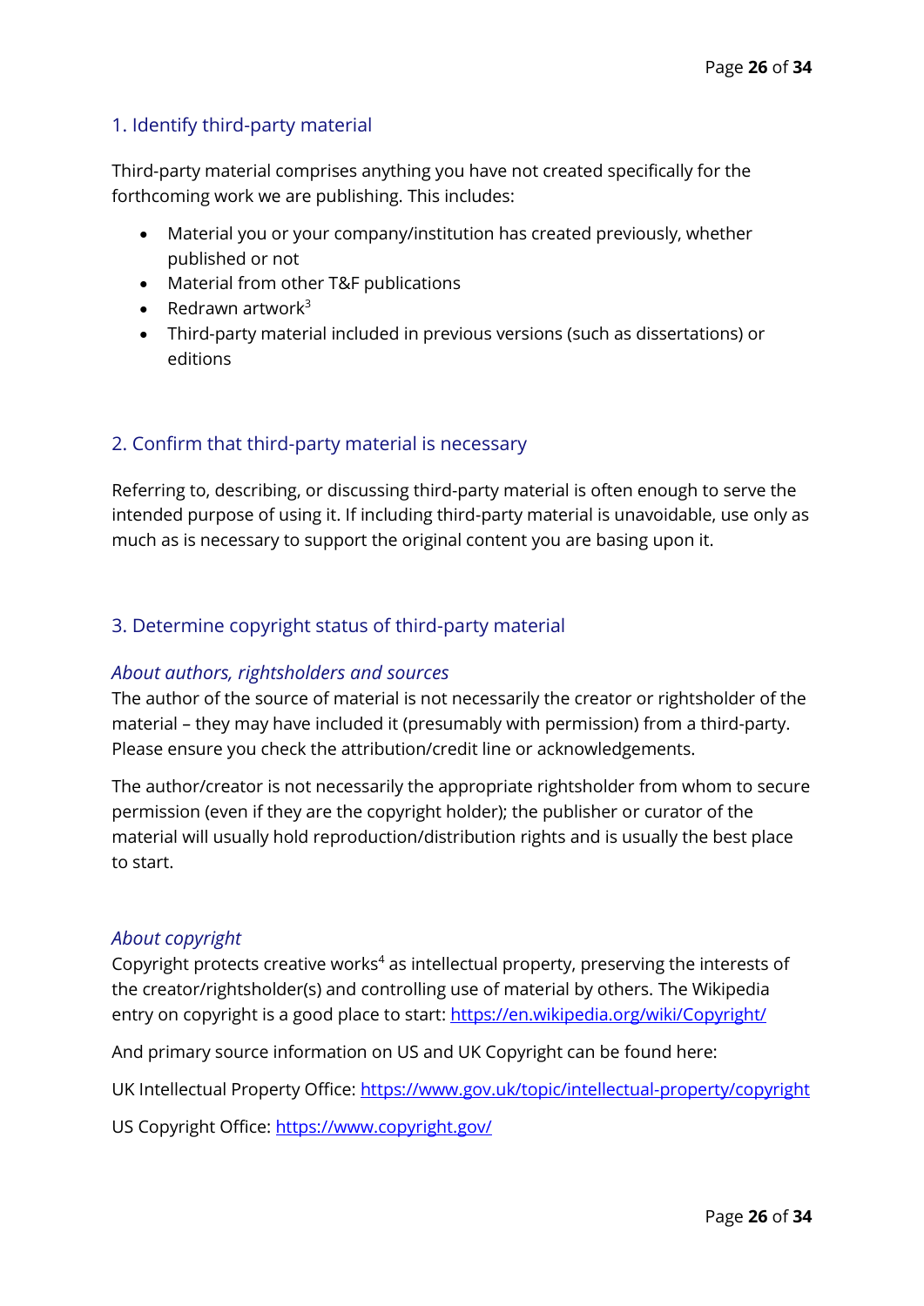## 1. Identify third-party material

Third-party material comprises anything you have not created specifically for the forthcoming work we are publishing. This includes:

- Material you or your company/institution has created previously, whether published or not
- Material from other T&F publications
- Redrawn artwork[3]
- Third-party material included in previous versions (such as dissertations) or editions

## 2. Confirm that third-party material is necessary

Referring to, describing, or discussing third-party material is often enough to serve the intended purpose of using it. If including third-party material is unavoidable, use only as much as is necessary to support the original content you are basing upon it.

## 3. Determine copyright status of third-party material

### *About authors, rightsholders and sources*

The author of the source of material is not necessarily the creator or rightsholder of the material – they may have included it (presumably with permission) from a third-party. Please ensure you check the attribution/credit line or acknowledgements.

The author/creator is not necessarily the appropriate rightsholder from whom to secure permission (even if they are the copyright holder); the publisher or curator of the material will usually hold reproduction/distribution rights and is usually the best place to start.

### *About copyright*

Copyright protects creative works[4] as intellectual property, preserving the interests of the creator/rightsholder(s) and controlling use of material by others. The Wikipedia entry on copyright is a good place to start: [https://en.wikipedia.org/wiki/Copyright/](https://en.wikipedia.org/wiki/Copyright/)

And primary source information on US and UK Copyright can be found here:

UK Intellectual Property Office: [https://www.gov.uk/topic/intellectual-property/copyright](https://www.gov.uk/topic/intellectual-property/copyright)

US Copyright Office: [https://www.copyright.gov/](https://www.copyright.gov/)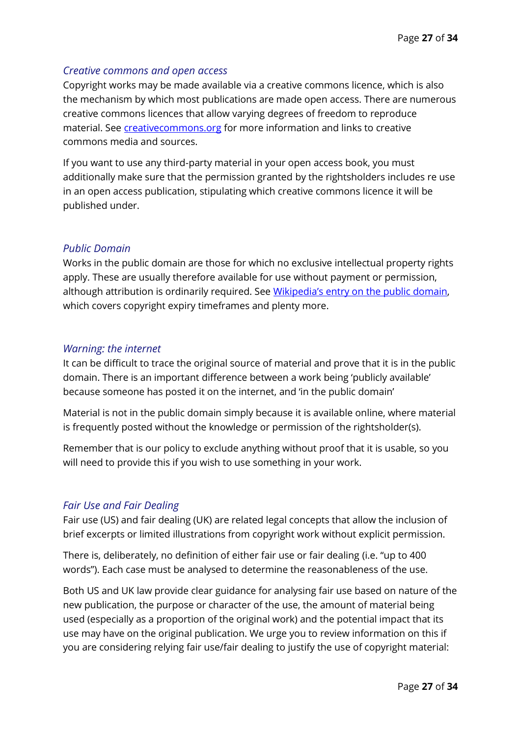### *Creative commons and open access*

Copyright works may be made available via a creative commons licence, which is also the mechanism by which most publications are made open access. There are numerous creative commons licences that allow varying degrees of freedom to reproduce material. See [creativecommons.org](creativecommons.org) for more information and links to creative commons media and sources.

If you want to use any third-party material in your open access book, you must additionally make sure that the permission granted by the rightsholders includes re use in an open access publication, stipulating which creative commons licence it will be published under.

### *Public Domain*

Works in the public domain are those for which no exclusive intellectual property rights apply. These are usually therefore available for use without payment or permission, although attribution is ordinarily required. See Wikipedia's entry on the public domain, which covers copyright expiry timeframes and plenty more.

### *Warning: the internet*

It can be difficult to trace the original source of material and prove that it is in the public domain. There is an important difference between a work being 'publicly available' because someone has posted it on the internet, and 'in the public domain'

Material is not in the public domain simply because it is available online, where material is frequently posted without the knowledge or permission of the rightsholder(s).

Remember that is our policy to exclude anything without proof that it is usable, so you will need to provide this if you wish to use something in your work.

### *Fair Use and Fair Dealing*

Fair use (US) and fair dealing (UK) are related legal concepts that allow the inclusion of brief excerpts or limited illustrations from copyright work without explicit permission.

There is, deliberately, no definition of either fair use or fair dealing (i.e. "up to 400 words"). Each case must be analysed to determine the reasonableness of the use.

Both US and UK law provide clear guidance for analysing fair use based on nature of the new publication, the purpose or character of the use, the amount of material being used (especially as a proportion of the original work) and the potential impact that its use may have on the original publication. We urge you to review information on this if you are considering relying fair use/fair dealing to justify the use of copyright material: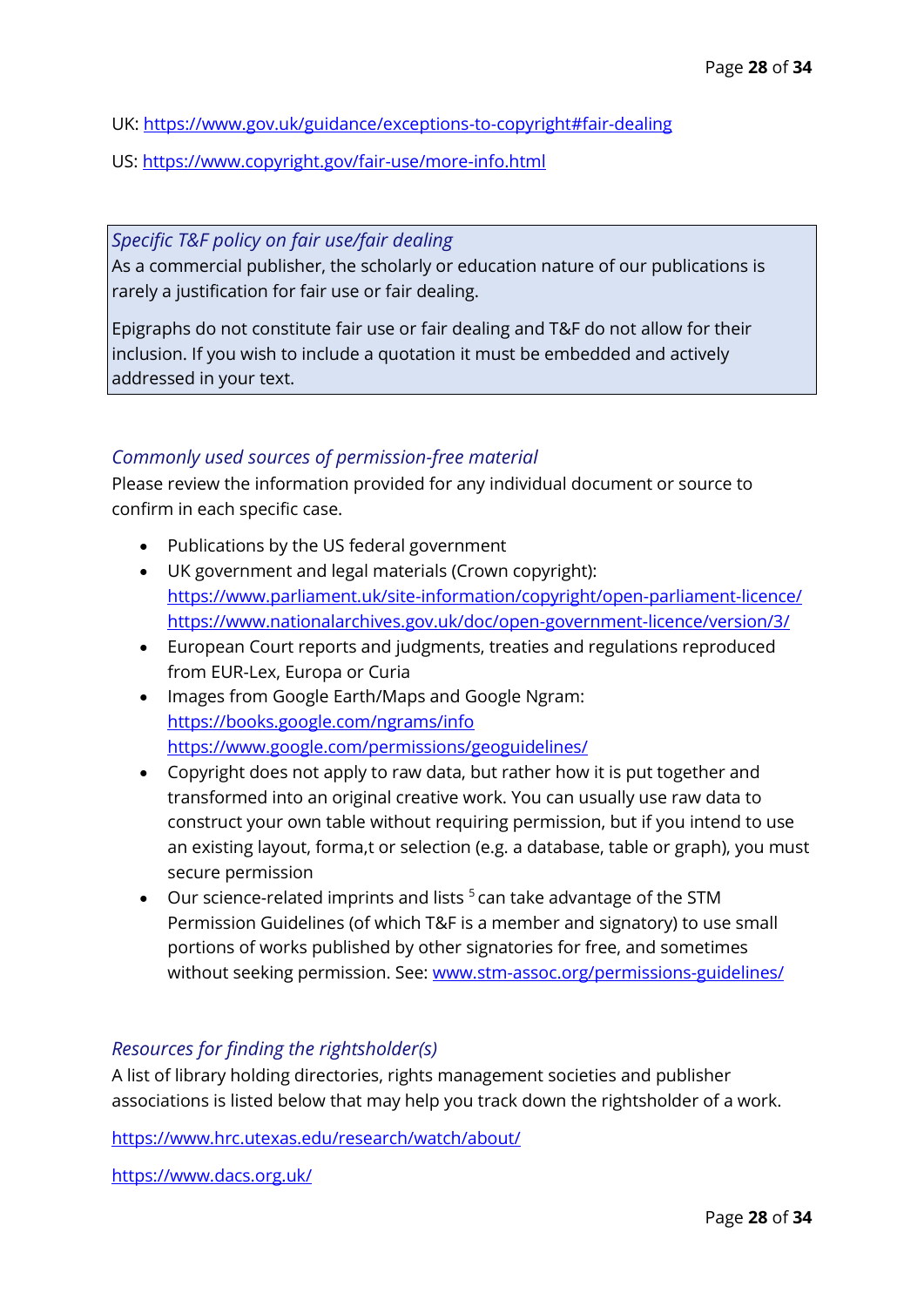UK: https://www.gov.uk/guidance/exceptions-to-copyright#fair-dealing

US: https://www.copyright.gov/fair-use/more-info.html

> *Specific T&F policy on fair use/fair dealing*
>
> As a commercial publisher, the scholarly or education nature of our publications is rarely a justification for fair use or fair dealing.
>
> Epigraphs do not constitute fair use or fair dealing and T&F do not allow for their inclusion. If you wish to include a quotation it must be embedded and actively addressed in your text.

### *Commonly used sources of permission-free material*

Please review the information provided for any individual document or source to confirm in each specific case.

- Publications by the US federal government
- UK government and legal materials (Crown copyright):
  https://www.parliament.uk/site-information/copyright/open-parliament-licence/
  https://www.nationalarchives.gov.uk/doc/open-government-licence/version/3/
- European Court reports and judgments, treaties and regulations reproduced from EUR-Lex, Europa or Curia
- Images from Google Earth/Maps and Google Ngram:
  https://books.google.com/ngrams/info
  https://www.google.com/permissions/geoguidelines/
- Copyright does not apply to raw data, but rather how it is put together and transformed into an original creative work. You can usually use raw data to construct your own table without requiring permission, but if you intend to use an existing layout, forma,t or selection (e.g. a database, table or graph), you must secure permission
- Our science-related imprints and lists [5] can take advantage of the STM Permission Guidelines (of which T&F is a member and signatory) to use small portions of works published by other signatories for free, and sometimes without seeking permission. See: www.stm-assoc.org/permissions-guidelines/

### *Resources for finding the rightsholder(s)*

A list of library holding directories, rights management societies and publisher associations is listed below that may help you track down the rightsholder of a work.

https://www.hrc.utexas.edu/research/watch/about/

https://www.dacs.org.uk/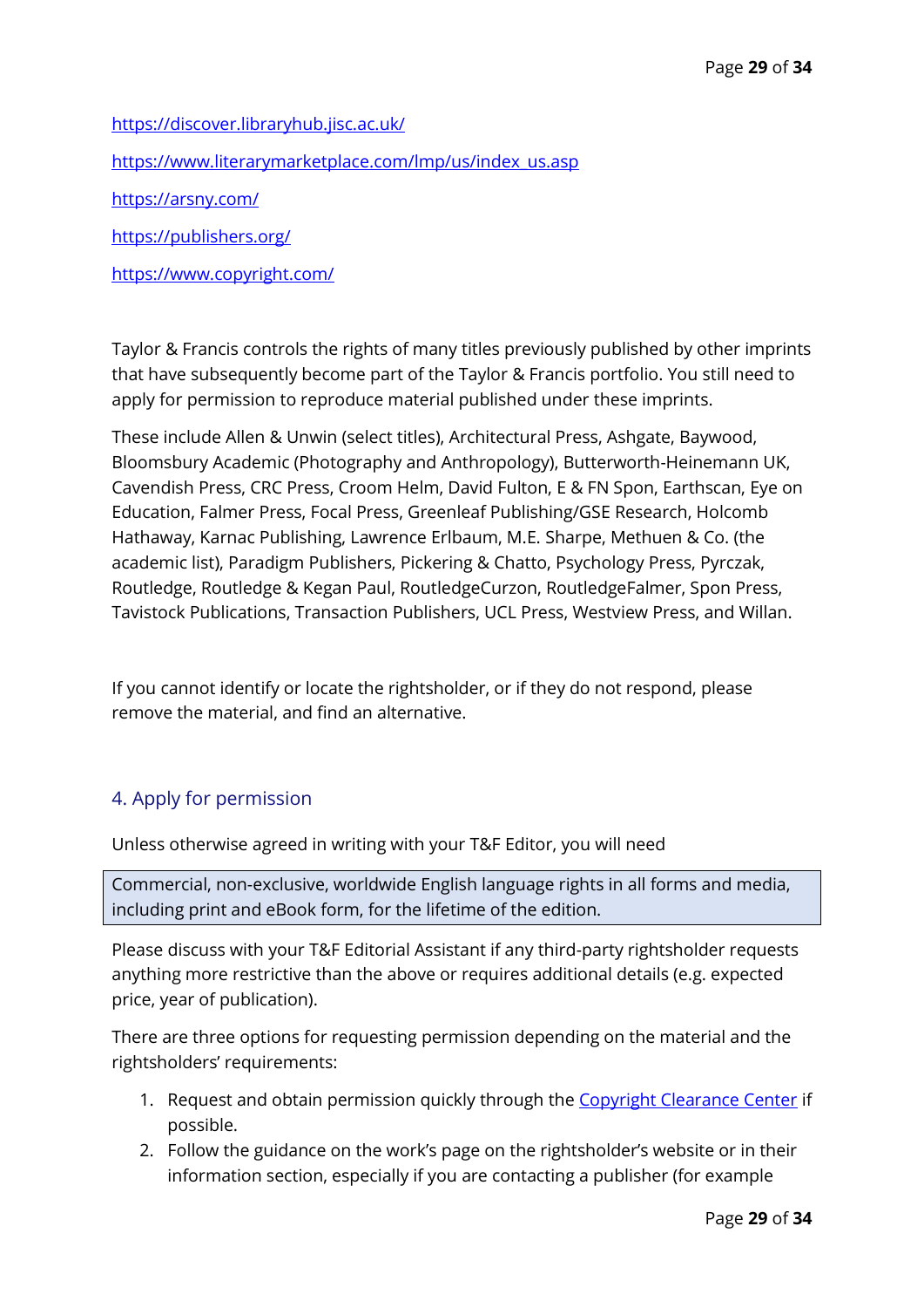https://discover.libraryhub.jisc.ac.uk/

https://www.literarymarketplace.com/lmp/us/index_us.asp

https://arsny.com/

https://publishers.org/

https://www.copyright.com/

Taylor & Francis controls the rights of many titles previously published by other imprints that have subsequently become part of the Taylor & Francis portfolio. You still need to apply for permission to reproduce material published under these imprints.

These include Allen & Unwin (select titles), Architectural Press, Ashgate, Baywood, Bloomsbury Academic (Photography and Anthropology), Butterworth-Heinemann UK, Cavendish Press, CRC Press, Croom Helm, David Fulton, E & FN Spon, Earthscan, Eye on Education, Falmer Press, Focal Press, Greenleaf Publishing/GSE Research, Holcomb Hathaway, Karnac Publishing, Lawrence Erlbaum, M.E. Sharpe, Methuen & Co. (the academic list), Paradigm Publishers, Pickering & Chatto, Psychology Press, Pyrczak, Routledge, Routledge & Kegan Paul, RoutledgeCurzon, RoutledgeFalmer, Spon Press, Tavistock Publications, Transaction Publishers, UCL Press, Westview Press, and Willan.

If you cannot identify or locate the rightsholder, or if they do not respond, please remove the material, and find an alternative.

## 4. Apply for permission

Unless otherwise agreed in writing with your T&F Editor, you will need

| Commercial, non-exclusive, worldwide English language rights in all forms and media, including print and eBook form, for the lifetime of the edition. |
| --- |

Please discuss with your T&F Editorial Assistant if any third-party rightsholder requests anything more restrictive than the above or requires additional details (e.g. expected price, year of publication).

There are three options for requesting permission depending on the material and the rightsholders' requirements:

1. Request and obtain permission quickly through the Copyright Clearance Center if possible.
2. Follow the guidance on the work's page on the rightsholder's website or in their information section, especially if you are contacting a publisher (for example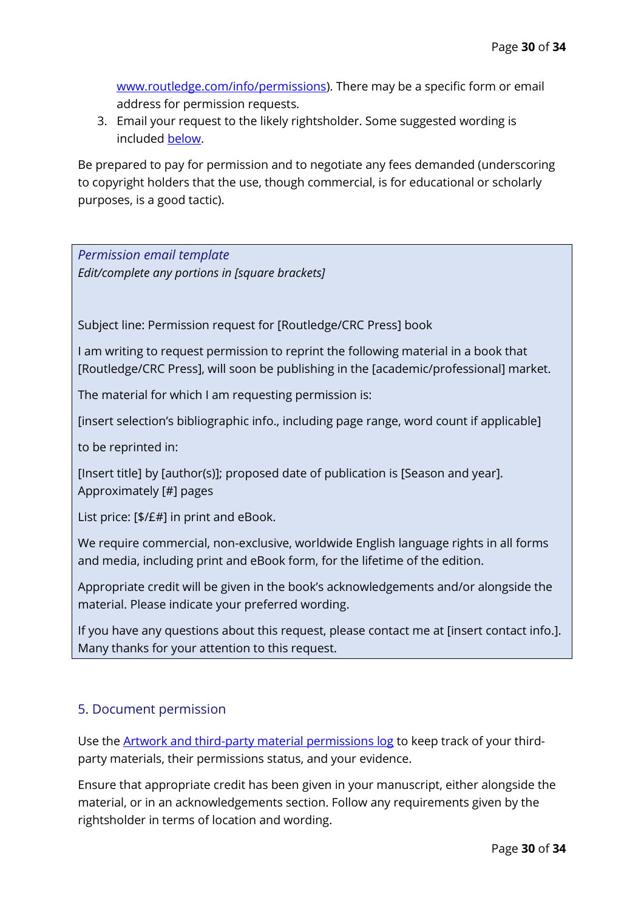www.routledge.com/info/permissions). There may be a specific form or email address for permission requests.

3. Email your request to the likely rightsholder. Some suggested wording is included below.

Be prepared to pay for permission and to negotiate any fees demanded (underscoring to copyright holders that the use, though commercial, is for educational or scholarly purposes, is a good tactic).

*Permission email template*
*Edit/complete any portions in [square brackets]*

Subject line: Permission request for [Routledge/CRC Press] book

I am writing to request permission to reprint the following material in a book that [Routledge/CRC Press], will soon be publishing in the [academic/professional] market.

The material for which I am requesting permission is:

[insert selection's bibliographic info., including page range, word count if applicable]

to be reprinted in:

[Insert title] by [author(s)]; proposed date of publication is [Season and year]. Approximately [#] pages

List price: [$/£#] in print and eBook.

We require commercial, non-exclusive, worldwide English language rights in all forms and media, including print and eBook form, for the lifetime of the edition.

Appropriate credit will be given in the book's acknowledgements and/or alongside the material. Please indicate your preferred wording.

If you have any questions about this request, please contact me at [insert contact info.]. Many thanks for your attention to this request.

## 5. Document permission

Use the Artwork and third-party material permissions log to keep track of your third-party materials, their permissions status, and your evidence.

Ensure that appropriate credit has been given in your manuscript, either alongside the material, or in an acknowledgements section. Follow any requirements given by the rightsholder in terms of location and wording.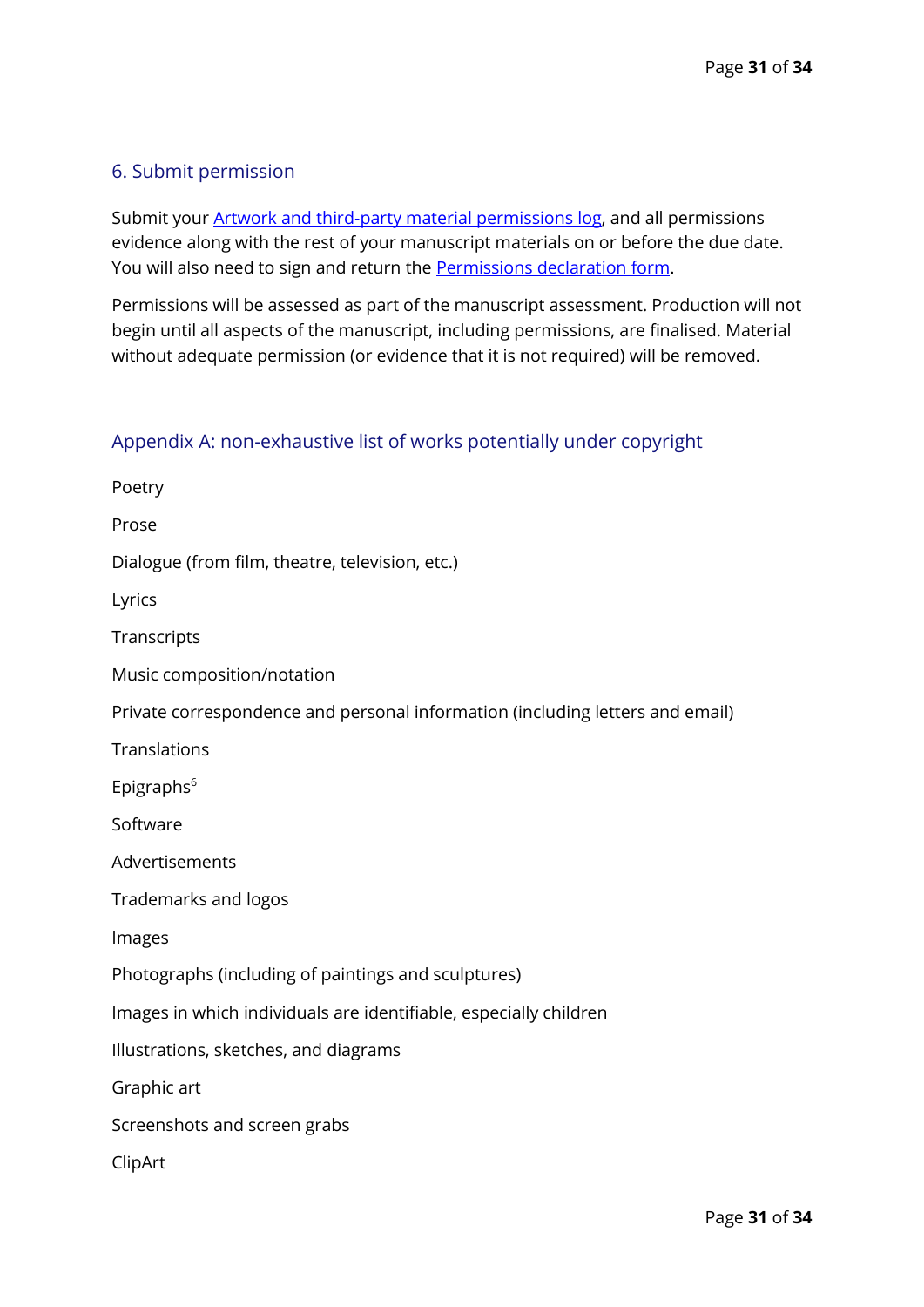## 6. Submit permission

Submit your [Artwork and third-party material permissions log](), and all permissions evidence along with the rest of your manuscript materials on or before the due date. You will also need to sign and return the [Permissions declaration form]().

Permissions will be assessed as part of the manuscript assessment. Production will not begin until all aspects of the manuscript, including permissions, are finalised. Material without adequate permission (or evidence that it is not required) will be removed.

## Appendix A: non-exhaustive list of works potentially under copyright

Poetry

Prose

Dialogue (from film, theatre, television, etc.)

Lyrics

Transcripts

Music composition/notation

Private correspondence and personal information (including letters and email)

Translations

Epigraphs[6]

Software

Advertisements

Trademarks and logos

Images

Photographs (including of paintings and sculptures)

Images in which individuals are identifiable, especially children

Illustrations, sketches, and diagrams

Graphic art

Screenshots and screen grabs

ClipArt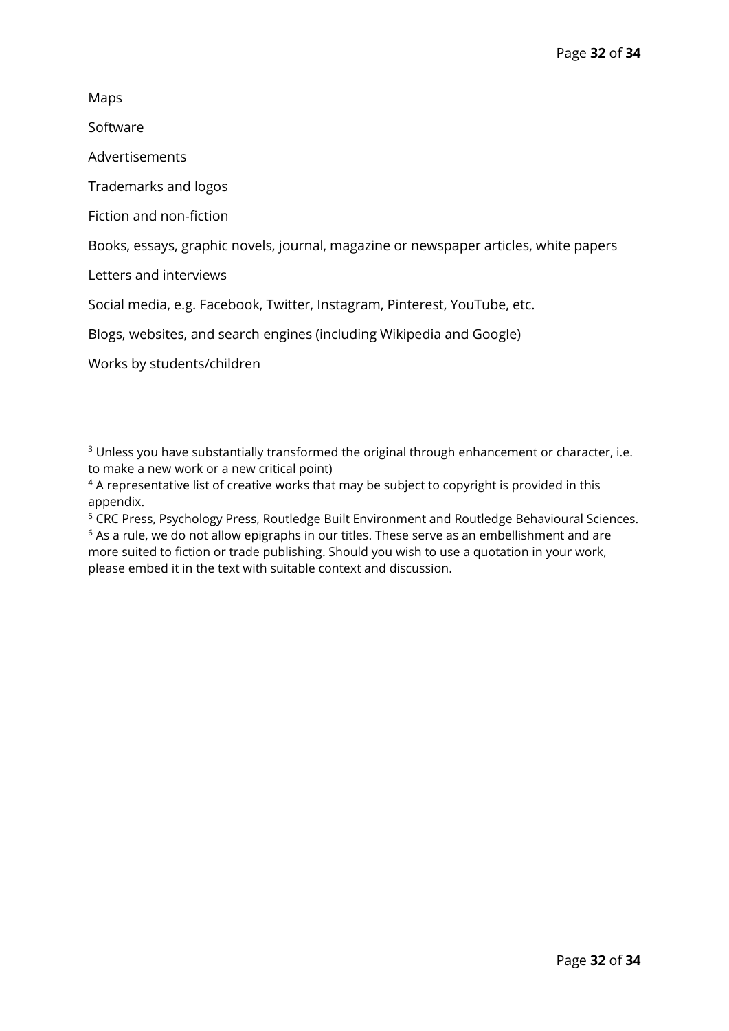Maps

Software

Advertisements

Trademarks and logos

Fiction and non-fiction

Books, essays, graphic novels, journal, magazine or newspaper articles, white papers

Letters and interviews

Social media, e.g. Facebook, Twitter, Instagram, Pinterest, YouTube, etc.

Blogs, websites, and search engines (including Wikipedia and Google)

Works by students/children

---

[3] Unless you have substantially transformed the original through enhancement or character, i.e. to make a new work or a new critical point)

[4] A representative list of creative works that may be subject to copyright is provided in this appendix.

[5] CRC Press, Psychology Press, Routledge Built Environment and Routledge Behavioural Sciences.

[6] As a rule, we do not allow epigraphs in our titles. These serve as an embellishment and are more suited to fiction or trade publishing. Should you wish to use a quotation in your work, please embed it in the text with suitable context and discussion.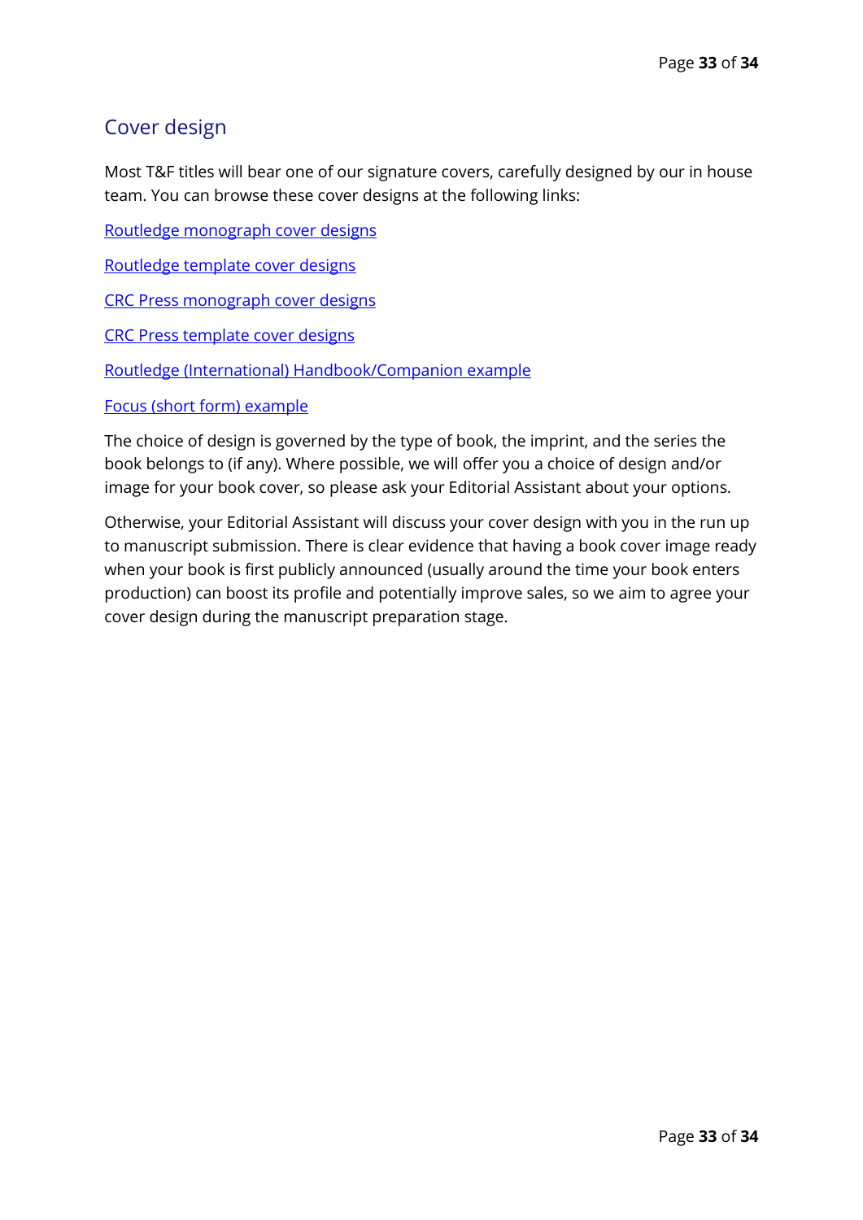## Cover design

Most T&F titles will bear one of our signature covers, carefully designed by our in house team. You can browse these cover designs at the following links:

Routledge monograph cover designs

Routledge template cover designs

CRC Press monograph cover designs

CRC Press template cover designs

Routledge (International) Handbook/Companion example

Focus (short form) example

The choice of design is governed by the type of book, the imprint, and the series the book belongs to (if any). Where possible, we will offer you a choice of design and/or image for your book cover, so please ask your Editorial Assistant about your options.

Otherwise, your Editorial Assistant will discuss your cover design with you in the run up to manuscript submission. There is clear evidence that having a book cover image ready when your book is first publicly announced (usually around the time your book enters production) can boost its profile and potentially improve sales, so we aim to agree your cover design during the manuscript preparation stage.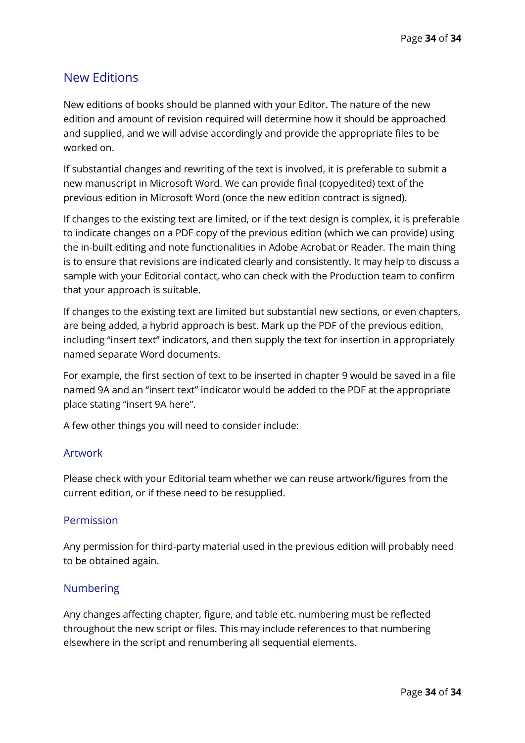## New Editions

New editions of books should be planned with your Editor. The nature of the new edition and amount of revision required will determine how it should be approached and supplied, and we will advise accordingly and provide the appropriate files to be worked on.

If substantial changes and rewriting of the text is involved, it is preferable to submit a new manuscript in Microsoft Word. We can provide final (copyedited) text of the previous edition in Microsoft Word (once the new edition contract is signed).

If changes to the existing text are limited, or if the text design is complex, it is preferable to indicate changes on a PDF copy of the previous edition (which we can provide) using the in-built editing and note functionalities in Adobe Acrobat or Reader. The main thing is to ensure that revisions are indicated clearly and consistently. It may help to discuss a sample with your Editorial contact, who can check with the Production team to confirm that your approach is suitable.

If changes to the existing text are limited but substantial new sections, or even chapters, are being added, a hybrid approach is best. Mark up the PDF of the previous edition, including "insert text" indicators, and then supply the text for insertion in appropriately named separate Word documents.

For example, the first section of text to be inserted in chapter 9 would be saved in a file named 9A and an "insert text" indicator would be added to the PDF at the appropriate place stating "insert 9A here".

A few other things you will need to consider include:

### Artwork

Please check with your Editorial team whether we can reuse artwork/figures from the current edition, or if these need to be resupplied.

### Permission

Any permission for third-party material used in the previous edition will probably need to be obtained again.

### Numbering

Any changes affecting chapter, figure, and table etc. numbering must be reflected throughout the new script or files. This may include references to that numbering elsewhere in the script and renumbering all sequential elements.